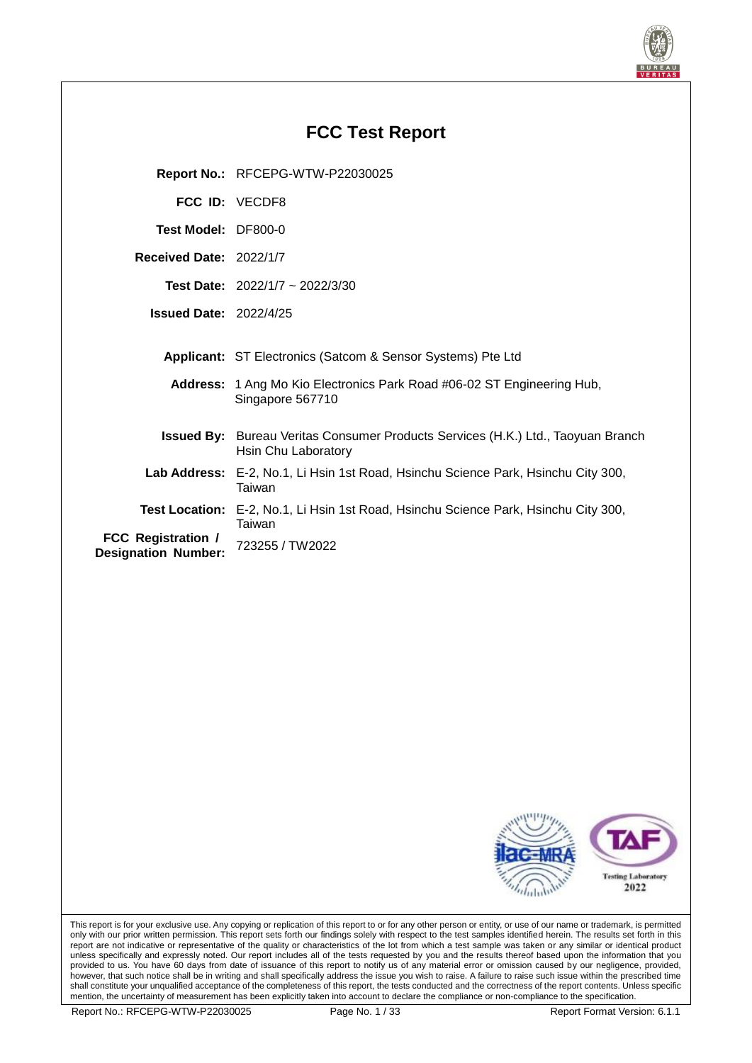# FCC Test Report

| | |
|---|---|
| **Report No.:** | RFCEPG-WTW-P22030025 |
| **FCC ID:** | VECDF8 |
| **Test Model:** | DF800-0 |
| **Received Date:** | 2022/1/7 |
| **Test Date:** | 2022/1/7 ~ 2022/3/30 |
| **Issued Date:** | 2022/4/25 |
| **Applicant:** | ST Electronics (Satcom & Sensor Systems) Pte Ltd |
| **Address:** | 1 Ang Mo Kio Electronics Park Road #06-02 ST Engineering Hub, Singapore 567710 |
| **Issued By:** | Bureau Veritas Consumer Products Services (H.K.) Ltd., Taoyuan Branch Hsin Chu Laboratory |
| **Lab Address:** | E-2, No.1, Li Hsin 1st Road, Hsinchu Science Park, Hsinchu City 300, Taiwan |
| **Test Location:** | E-2, No.1, Li Hsin 1st Road, Hsinchu Science Park, Hsinchu City 300, Taiwan |
| **FCC Registration / Designation Number:** | 723255 / TW2022 |

Testing Laboratory 2022

This report is for your exclusive use. Any copying or replication of this report to or for any other person or entity, or use of our name or trademark, is permitted only with our prior written permission. This report sets forth our findings solely with respect to the test samples identified herein. The results set forth in this report are not indicative or representative of the quality or characteristics of the lot from which a test sample was taken or any similar or identical product unless specifically and expressly noted. Our report includes all of the tests requested by you and the results thereof based upon the information that you provided to us. You have 60 days from date of issuance of this report to notify us of any material error or omission caused by our negligence, provided, however, that such notice shall be in writing and shall specifically address the issue you wish to raise. A failure to raise such issue within the prescribed time shall constitute your unqualified acceptance of the completeness of this report, the tests conducted and the correctness of the report contents. Unless specific mention, the uncertainty of measurement has been explicitly taken into account to declare the compliance or non-compliance to the specification.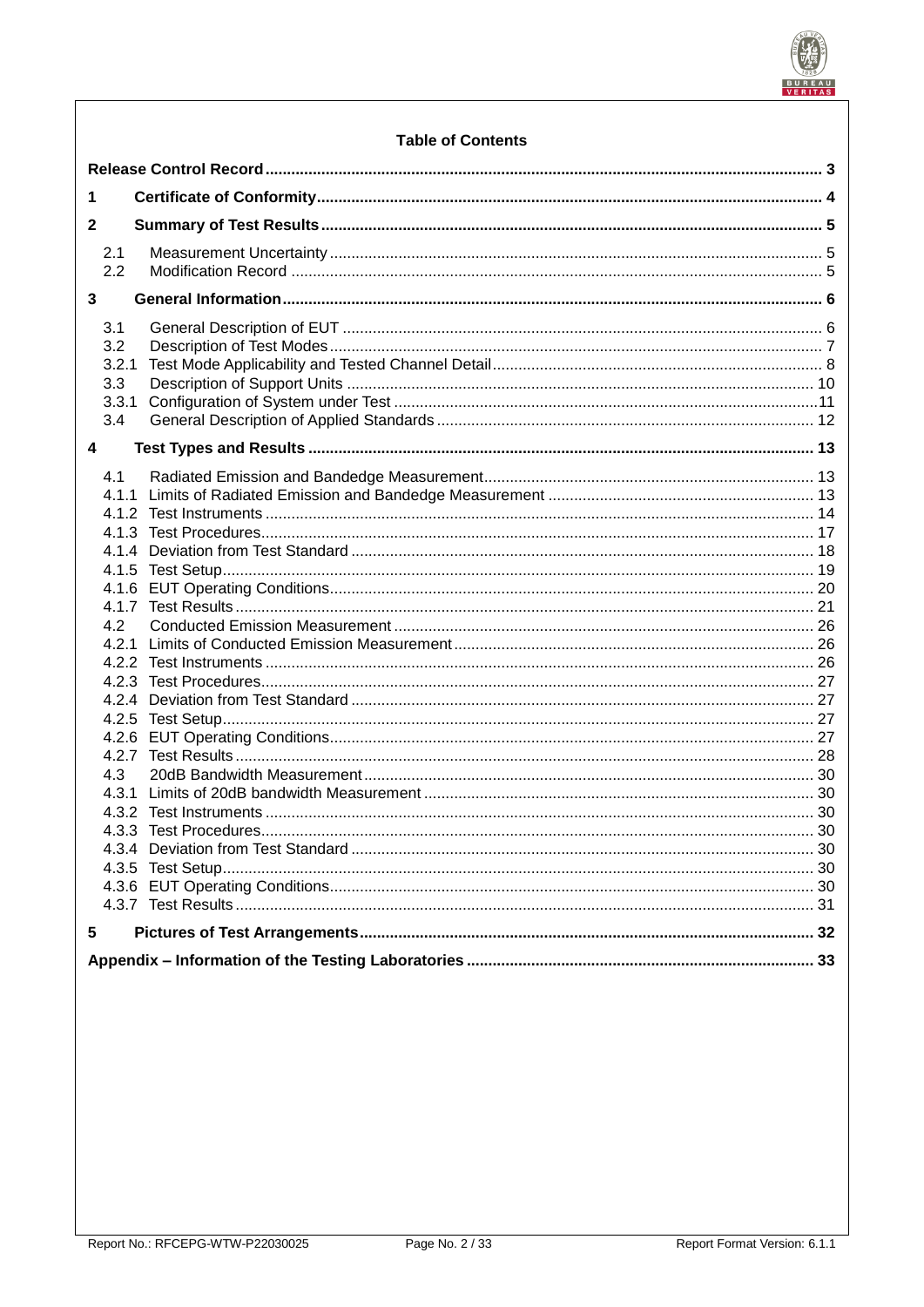**Table of Contents**

| | | |
|---|---|---|
| **Release Control Record** | | **3** |
| **1** | **Certificate of Conformity** | **4** |
| **2** | **Summary of Test Results** | **5** |
| 2.1 | Measurement Uncertainty | 5 |
| 2.2 | Modification Record | 5 |
| **3** | **General Information** | **6** |
| 3.1 | General Description of EUT | 6 |
| 3.2 | Description of Test Modes | 7 |
| 3.2.1 | Test Mode Applicability and Tested Channel Detail | 8 |
| 3.3 | Description of Support Units | 10 |
| 3.3.1 | Configuration of System under Test | 11 |
| 3.4 | General Description of Applied Standards | 12 |
| **4** | **Test Types and Results** | **13** |
| 4.1 | Radiated Emission and Bandedge Measurement | 13 |
| 4.1.1 | Limits of Radiated Emission and Bandedge Measurement | 13 |
| 4.1.2 | Test Instruments | 14 |
| 4.1.3 | Test Procedures | 17 |
| 4.1.4 | Deviation from Test Standard | 18 |
| 4.1.5 | Test Setup | 19 |
| 4.1.6 | EUT Operating Conditions | 20 |
| 4.1.7 | Test Results | 21 |
| 4.2 | Conducted Emission Measurement | 26 |
| 4.2.1 | Limits of Conducted Emission Measurement | 26 |
| 4.2.2 | Test Instruments | 26 |
| 4.2.3 | Test Procedures | 27 |
| 4.2.4 | Deviation from Test Standard | 27 |
| 4.2.5 | Test Setup | 27 |
| 4.2.6 | EUT Operating Conditions | 27 |
| 4.2.7 | Test Results | 28 |
| 4.3 | 20dB Bandwidth Measurement | 30 |
| 4.3.1 | Limits of 20dB bandwidth Measurement | 30 |
| 4.3.2 | Test Instruments | 30 |
| 4.3.3 | Test Procedures | 30 |
| 4.3.4 | Deviation from Test Standard | 30 |
| 4.3.5 | Test Setup | 30 |
| 4.3.6 | EUT Operating Conditions | 30 |
| 4.3.7 | Test Results | 31 |
| **5** | **Pictures of Test Arrangements** | **32** |
| **Appendix – Information of the Testing Laboratories** | | **33** |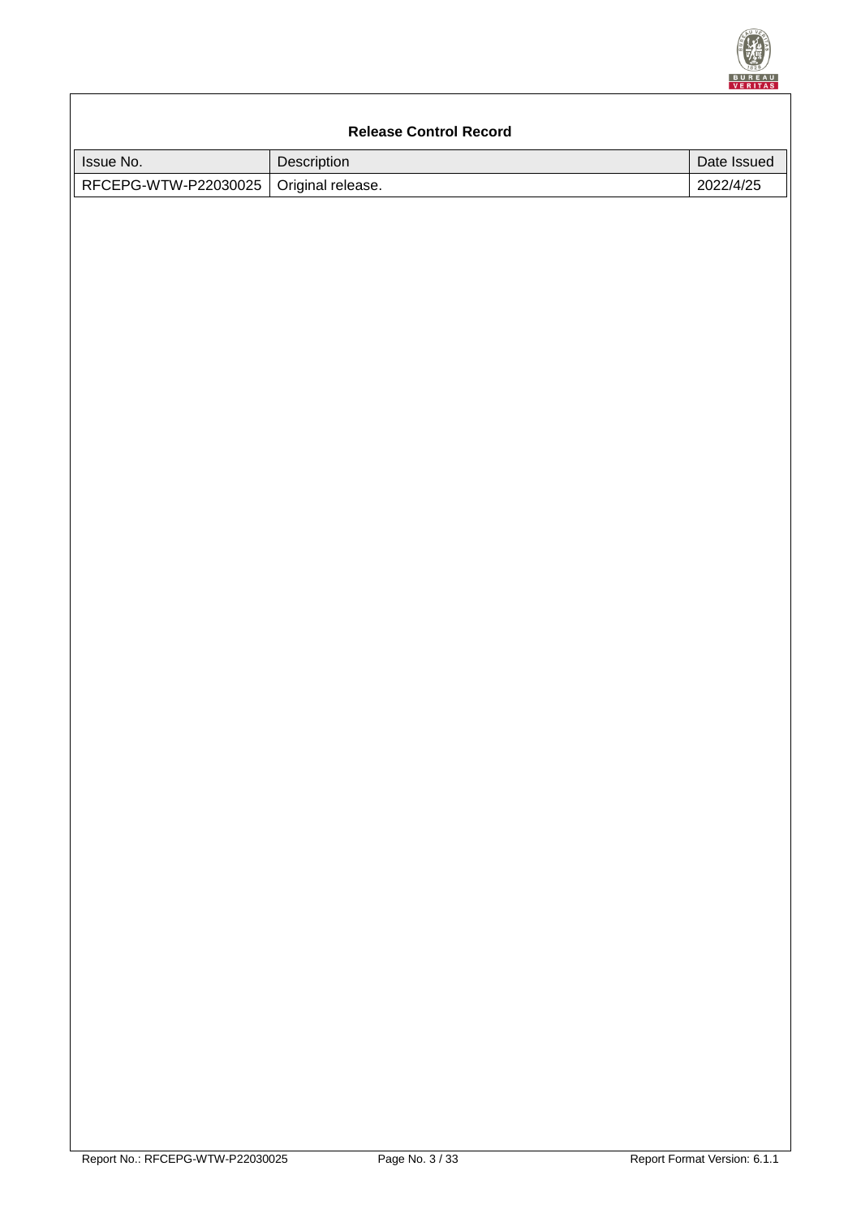## Release Control Record

| Issue No. | Description | Date Issued |
|---|---|---|
| RFCEPG-WTW-P22030025 | Original release. | 2022/4/25 |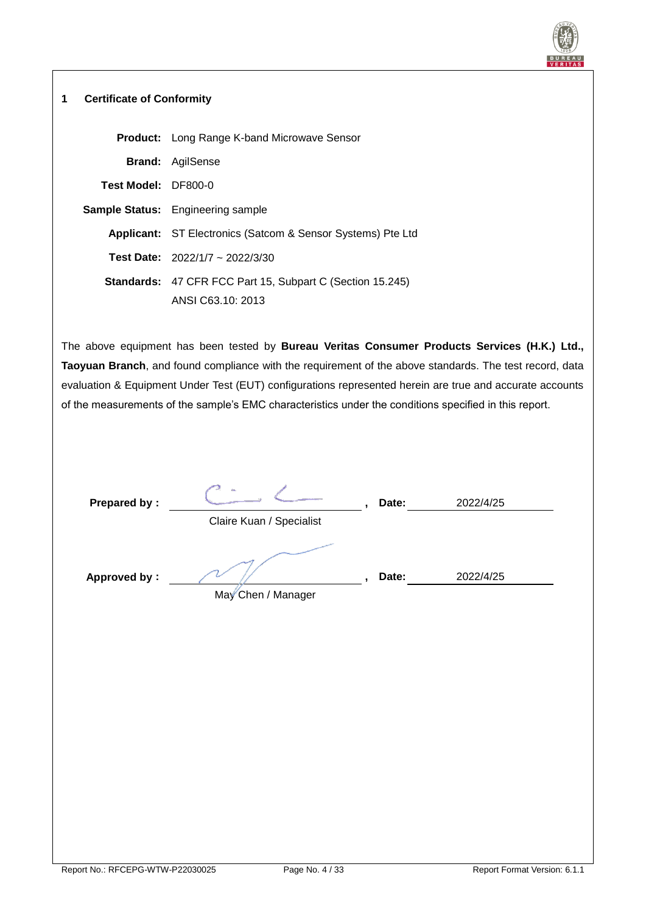## 1 Certificate of Conformity

| | |
|---|---|
| **Product:** | Long Range K-band Microwave Sensor |
| **Brand:** | AgilSense |
| **Test Model:** | DF800-0 |
| **Sample Status:** | Engineering sample |
| **Applicant:** | ST Electronics (Satcom & Sensor Systems) Pte Ltd |
| **Test Date:** | 2022/1/7 ~ 2022/3/30 |
| **Standards:** | 47 CFR FCC Part 15, Subpart C (Section 15.245)<br>ANSI C63.10: 2013 |

The above equipment has been tested by **Bureau Veritas Consumer Products Services (H.K.) Ltd., Taoyuan Branch**, and found compliance with the requirement of the above standards. The test record, data evaluation & Equipment Under Test (EUT) configurations represented herein are true and accurate accounts of the measurements of the sample's EMC characteristics under the conditions specified in this report.

**Prepared by :** Claire Kuan / Specialist , **Date:** 2022/4/25

**Approved by :** May Chen / Manager , **Date:** 2022/4/25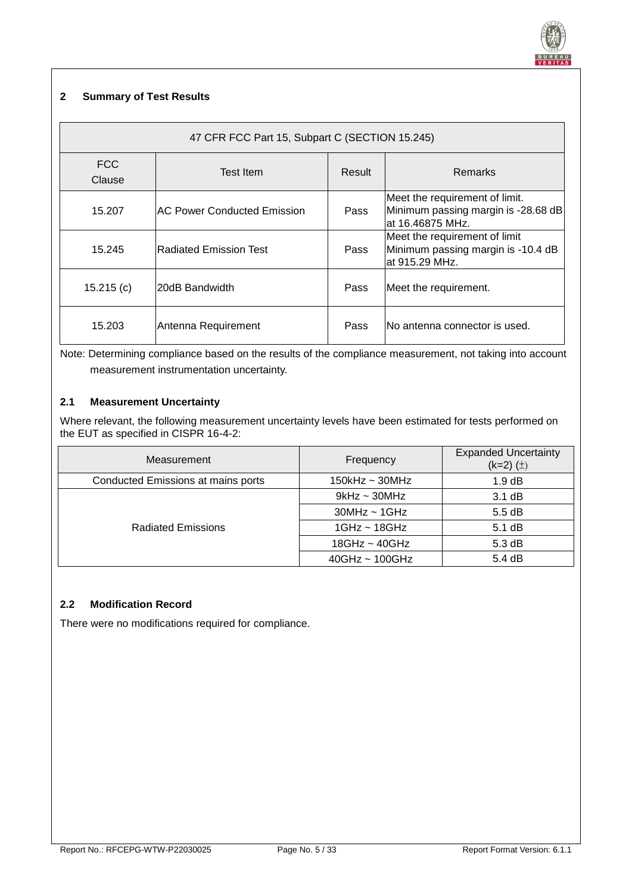## 2 Summary of Test Results

| 47 CFR FCC Part 15, Subpart C (SECTION 15.245) | | | |
|---|---|---|---|
| FCC Clause | Test Item | Result | Remarks |
| 15.207 | AC Power Conducted Emission | Pass | Meet the requirement of limit. Minimum passing margin is -28.68 dB at 16.46875 MHz. |
| 15.245 | Radiated Emission Test | Pass | Meet the requirement of limit Minimum passing margin is -10.4 dB at 915.29 MHz. |
| 15.215 (c) | 20dB Bandwidth | Pass | Meet the requirement. |
| 15.203 | Antenna Requirement | Pass | No antenna connector is used. |

Note: Determining compliance based on the results of the compliance measurement, not taking into account measurement instrumentation uncertainty.

### 2.1 Measurement Uncertainty

Where relevant, the following measurement uncertainty levels have been estimated for tests performed on the EUT as specified in CISPR 16-4-2:

| Measurement | Frequency | Expanded Uncertainty (k=2) (±) |
|---|---|---|
| Conducted Emissions at mains ports | 150kHz ~ 30MHz | 1.9 dB |
| Radiated Emissions | 9kHz ~ 30MHz | 3.1 dB |
| | 30MHz ~ 1GHz | 5.5 dB |
| | 1GHz ~ 18GHz | 5.1 dB |
| | 18GHz ~ 40GHz | 5.3 dB |
| | 40GHz ~ 100GHz | 5.4 dB |

### 2.2 Modification Record

There were no modifications required for compliance.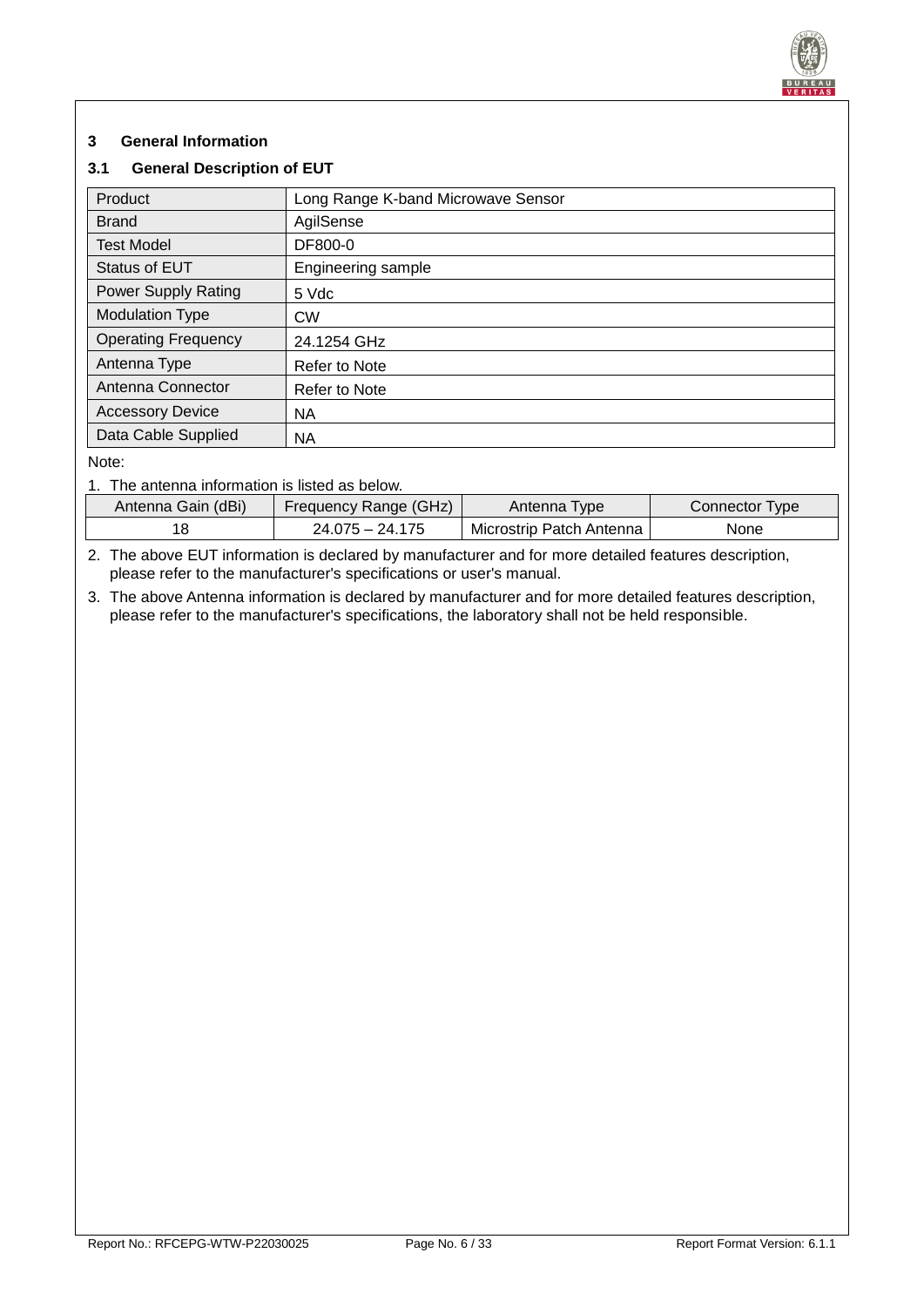## 3 General Information

### 3.1 General Description of EUT

| Product | Long Range K-band Microwave Sensor |
|---|---|
| Brand | AgilSense |
| Test Model | DF800-0 |
| Status of EUT | Engineering sample |
| Power Supply Rating | 5 Vdc |
| Modulation Type | CW |
| Operating Frequency | 24.1254 GHz |
| Antenna Type | Refer to Note |
| Antenna Connector | Refer to Note |
| Accessory Device | NA |
| Data Cable Supplied | NA |

Note:

1. The antenna information is listed as below.

| Antenna Gain (dBi) | Frequency Range (GHz) | Antenna Type | Connector Type |
|---|---|---|---|
| 18 | 24.075 – 24.175 | Microstrip Patch Antenna | None |

2. The above EUT information is declared by manufacturer and for more detailed features description, please refer to the manufacturer's specifications or user's manual.
3. The above Antenna information is declared by manufacturer and for more detailed features description, please refer to the manufacturer's specifications, the laboratory shall not be held responsible.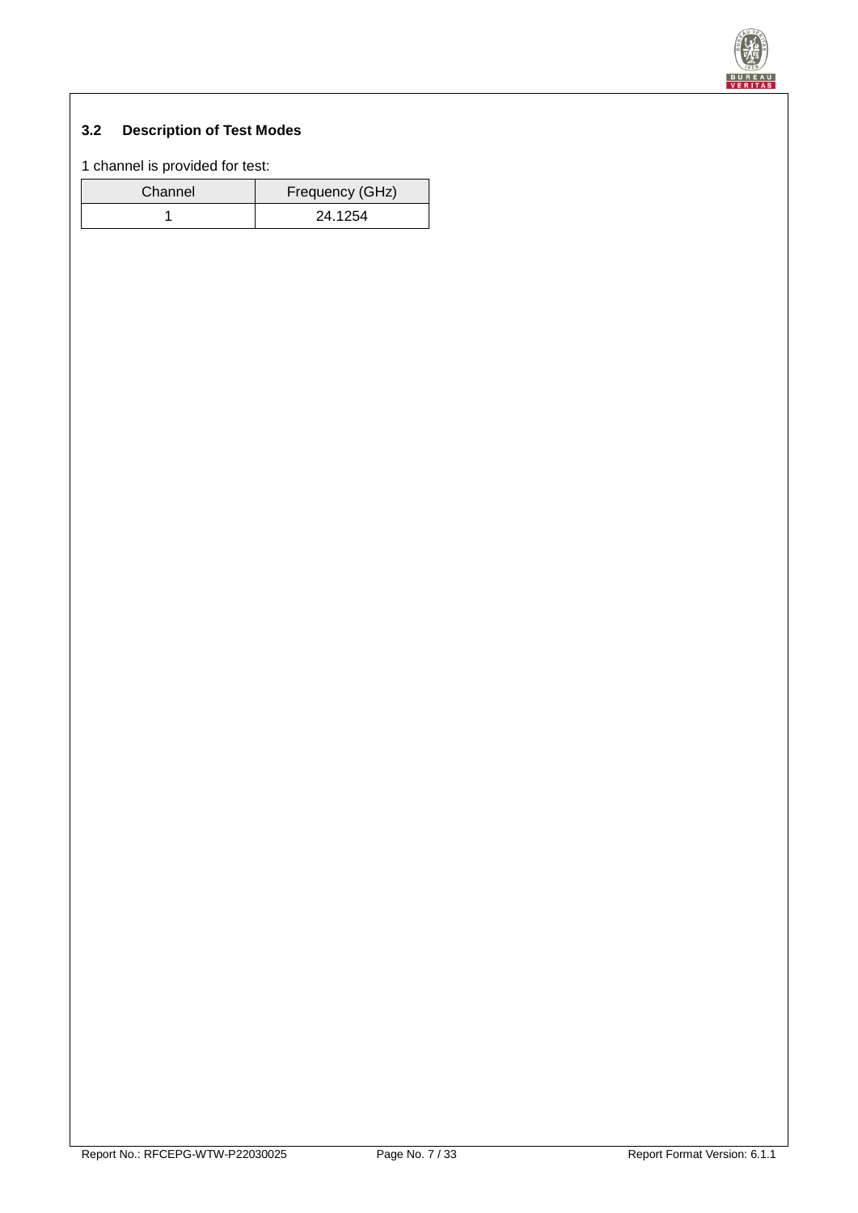### 3.2 Description of Test Modes

1 channel is provided for test:

| Channel | Frequency (GHz) |
| --- | --- |
| 1 | 24.1254 |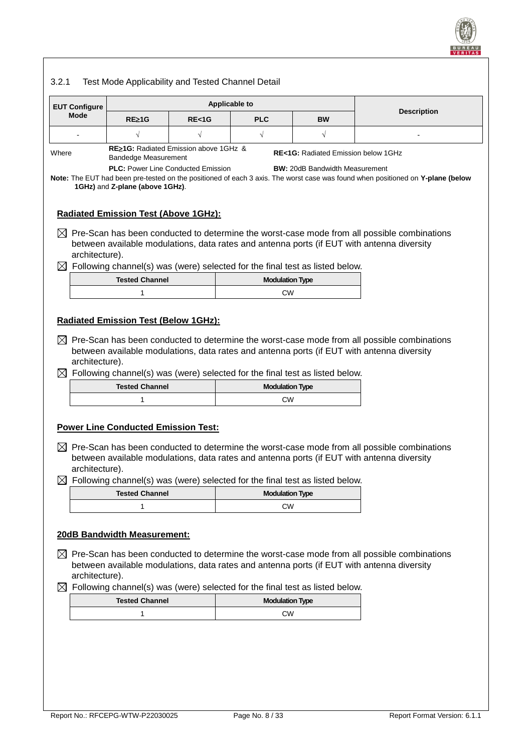### 3.2.1 Test Mode Applicability and Tested Channel Detail

| EUT Configure Mode | Applicable to | | | | Description |
|---|---|---|---|---|---|
| | RE≥1G | RE<1G | PLC | BW | |
| - | √ | √ | √ | √ | - |

Where **RE≥1G:** Radiated Emission above 1GHz & Bandedge Measurement **RE<1G:** Radiated Emission below 1GHz

**PLC:** Power Line Conducted Emission **BW:** 20dB Bandwidth Measurement

**Note:** The EUT had been pre-tested on the positioned of each 3 axis. The worst case was found when positioned on **Y-plane (below 1GHz)** and **Z-plane (above 1GHz)**.

**Radiated Emission Test (Above 1GHz):**

☒ Pre-Scan has been conducted to determine the worst-case mode from all possible combinations between available modulations, data rates and antenna ports (if EUT with antenna diversity architecture).

☒ Following channel(s) was (were) selected for the final test as listed below.

| Tested Channel | Modulation Type |
|---|---|
| 1 | CW |

**Radiated Emission Test (Below 1GHz):**

☒ Pre-Scan has been conducted to determine the worst-case mode from all possible combinations between available modulations, data rates and antenna ports (if EUT with antenna diversity architecture).

☒ Following channel(s) was (were) selected for the final test as listed below.

| Tested Channel | Modulation Type |
|---|---|
| 1 | CW |

**Power Line Conducted Emission Test:**

☒ Pre-Scan has been conducted to determine the worst-case mode from all possible combinations between available modulations, data rates and antenna ports (if EUT with antenna diversity architecture).

☒ Following channel(s) was (were) selected for the final test as listed below.

| Tested Channel | Modulation Type |
|---|---|
| 1 | CW |

**20dB Bandwidth Measurement:**

☒ Pre-Scan has been conducted to determine the worst-case mode from all possible combinations between available modulations, data rates and antenna ports (if EUT with antenna diversity architecture).

☒ Following channel(s) was (were) selected for the final test as listed below.

| Tested Channel | Modulation Type |
|---|---|
| 1 | CW |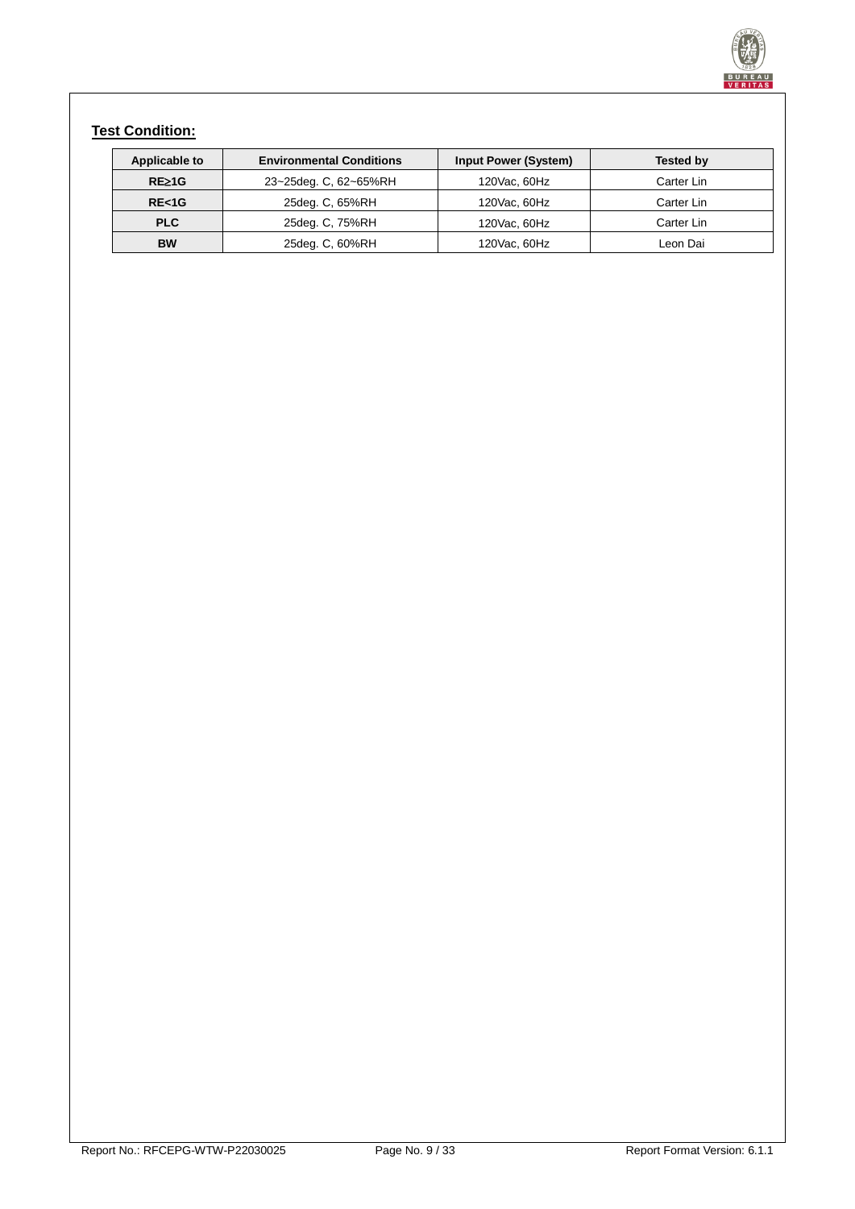**Test Condition:**

| Applicable to | Environmental Conditions | Input Power (System) | Tested by |
|---|---|---|---|
| **RE≥1G** | 23~25deg. C, 62~65%RH | 120Vac, 60Hz | Carter Lin |
| **RE<1G** | 25deg. C, 65%RH | 120Vac, 60Hz | Carter Lin |
| **PLC** | 25deg. C, 75%RH | 120Vac, 60Hz | Carter Lin |
| **BW** | 25deg. C, 60%RH | 120Vac, 60Hz | Leon Dai |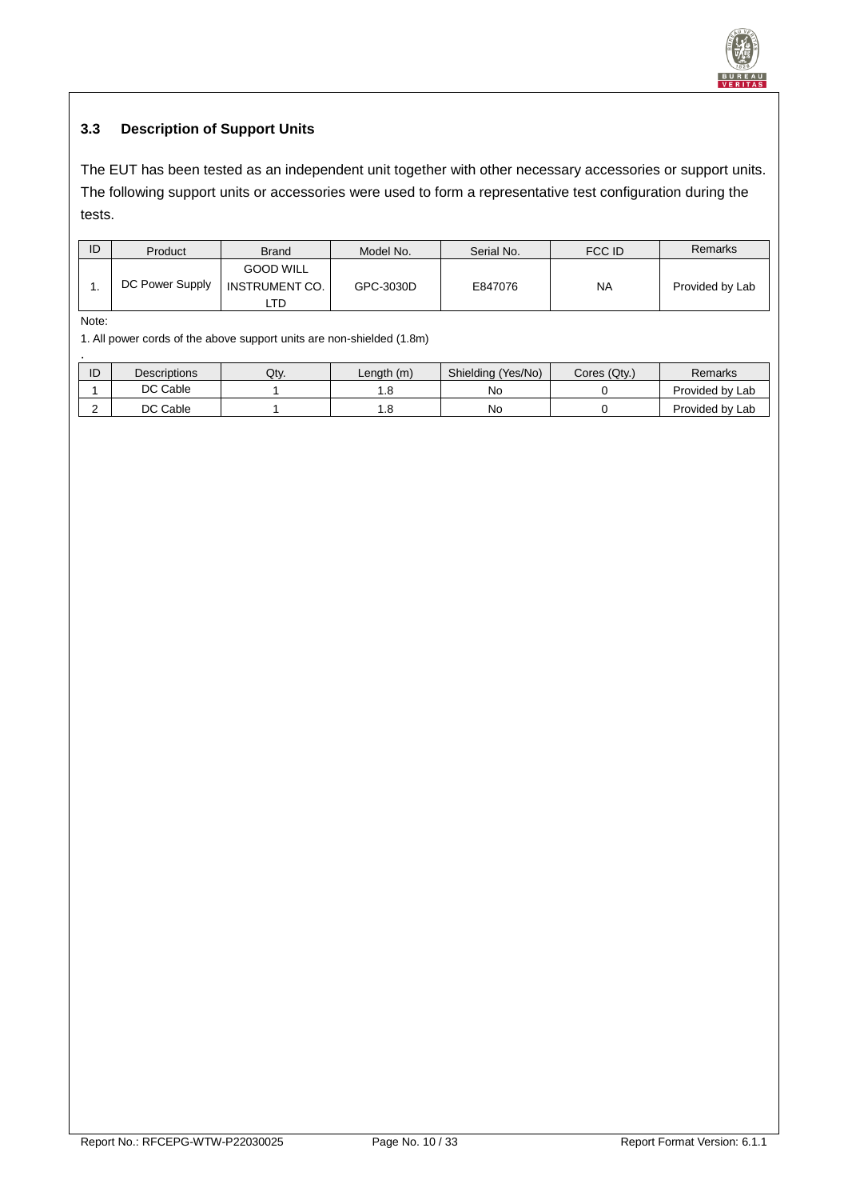### 3.3 Description of Support Units

The EUT has been tested as an independent unit together with other necessary accessories or support units. The following support units or accessories were used to form a representative test configuration during the tests.

| ID | Product | Brand | Model No. | Serial No. | FCC ID | Remarks |
|---|---|---|---|---|---|---|
| 1. | DC Power Supply | GOOD WILL INSTRUMENT CO. LTD | GPC-3030D | E847076 | NA | Provided by Lab |

Note:

1. All power cords of the above support units are non-shielded (1.8m)

.

| ID | Descriptions | Qty. | Length (m) | Shielding (Yes/No) | Cores (Qty.) | Remarks |
|---|---|---|---|---|---|---|
| 1 | DC Cable | 1 | 1.8 | No | 0 | Provided by Lab |
| 2 | DC Cable | 1 | 1.8 | No | 0 | Provided by Lab |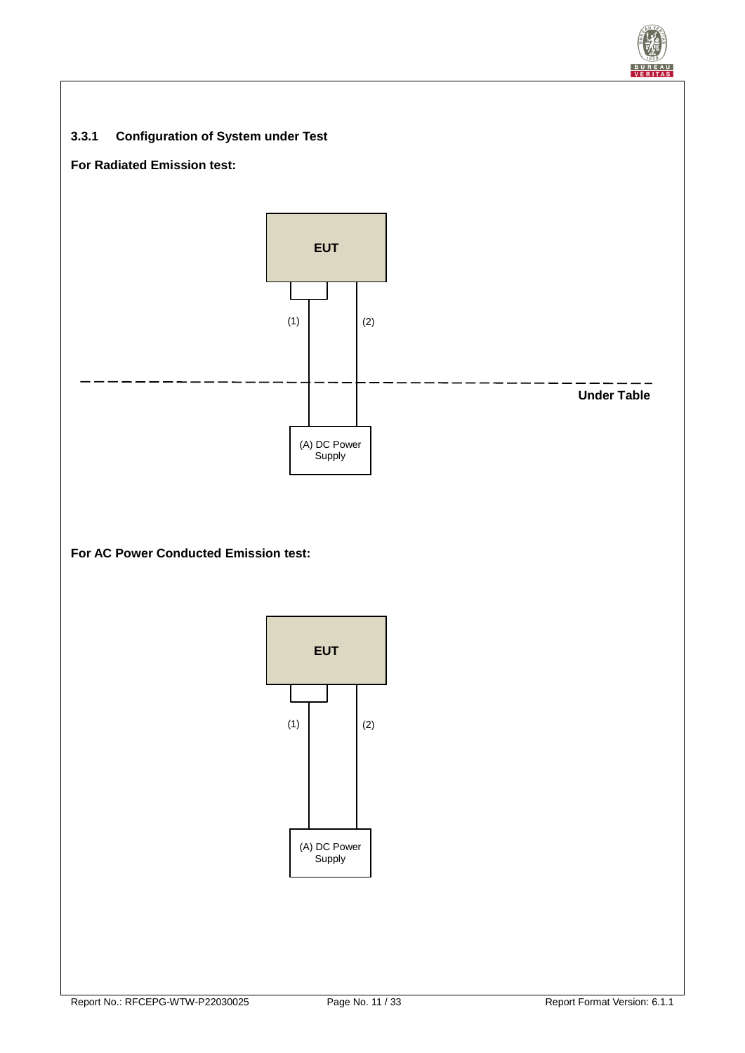### 3.3.1 Configuration of System under Test

**For Radiated Emission test:**

EUT

(1) (2)

Under Table

(A) DC Power Supply

**For AC Power Conducted Emission test:**

EUT

(1) (2)

(A) DC Power Supply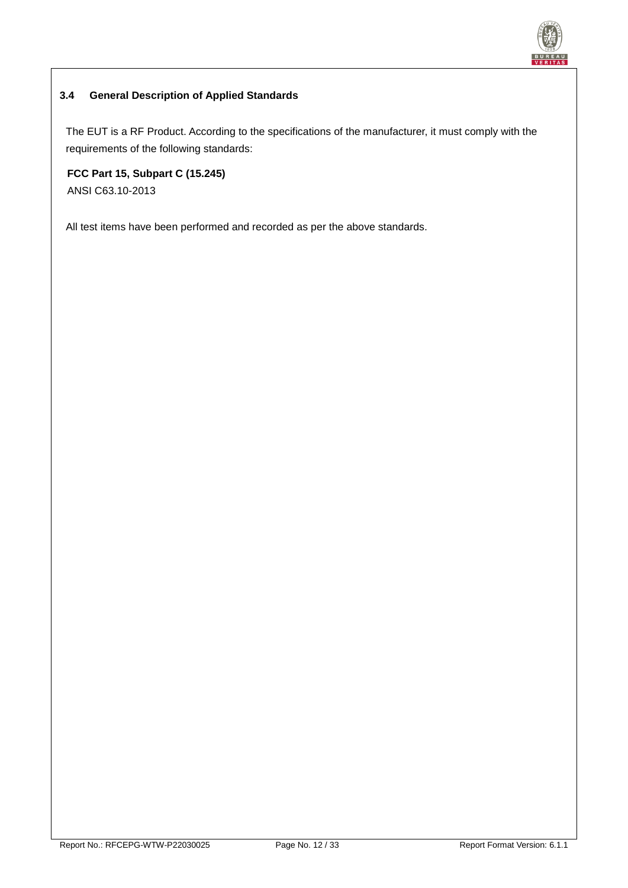### 3.4 General Description of Applied Standards

The EUT is a RF Product. According to the specifications of the manufacturer, it must comply with the requirements of the following standards:

**FCC Part 15, Subpart C (15.245)**
ANSI C63.10-2013

All test items have been performed and recorded as per the above standards.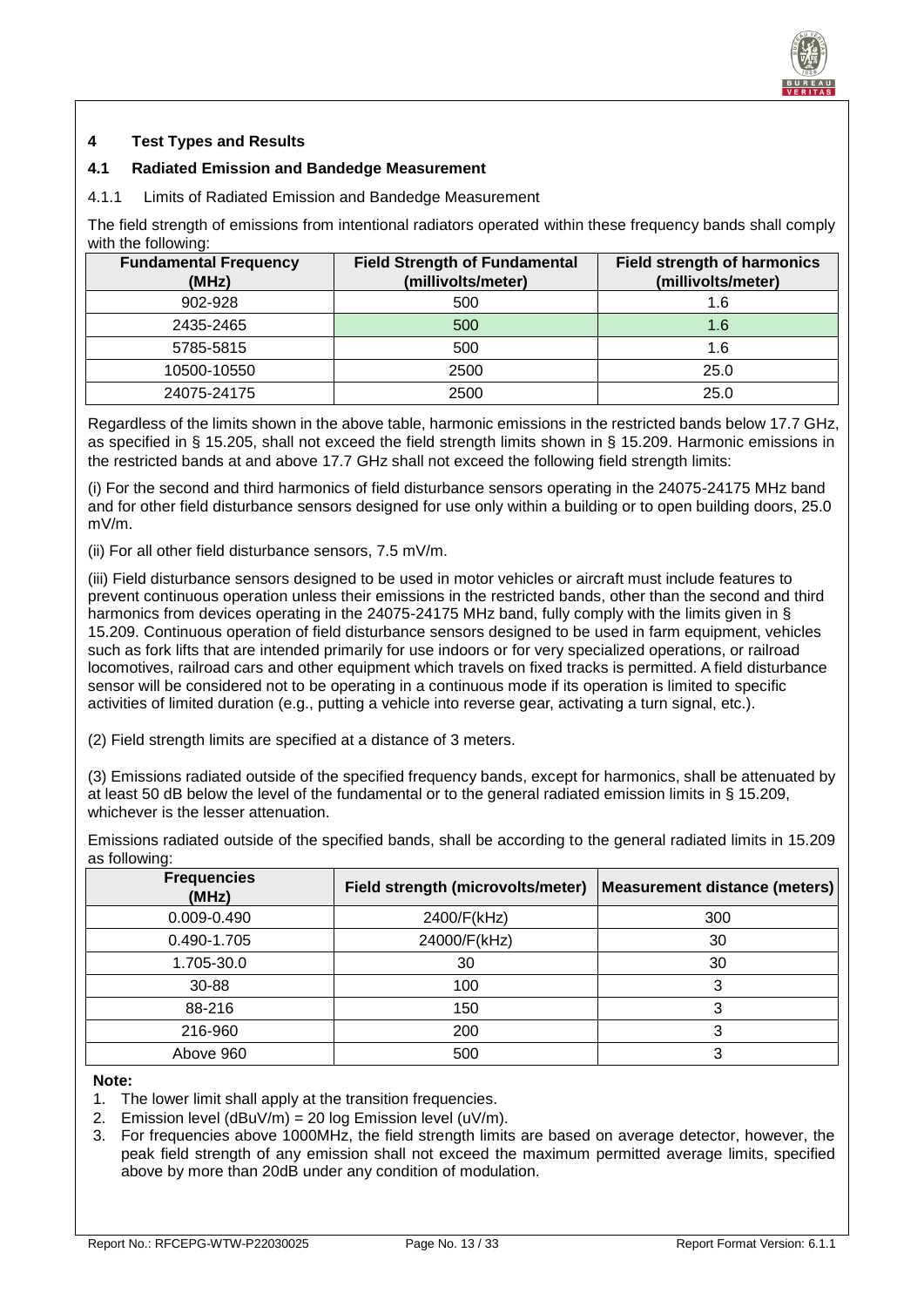# 4 Test Types and Results

## 4.1 Radiated Emission and Bandedge Measurement

### 4.1.1 Limits of Radiated Emission and Bandedge Measurement

The field strength of emissions from intentional radiators operated within these frequency bands shall comply with the following:

| Fundamental Frequency (MHz) | Field Strength of Fundamental (millivolts/meter) | Field strength of harmonics (millivolts/meter) |
|---|---|---|
| 902-928 | 500 | 1.6 |
| 2435-2465 | 500 | 1.6 |
| 5785-5815 | 500 | 1.6 |
| 10500-10550 | 2500 | 25.0 |
| 24075-24175 | 2500 | 25.0 |

Regardless of the limits shown in the above table, harmonic emissions in the restricted bands below 17.7 GHz, as specified in § 15.205, shall not exceed the field strength limits shown in § 15.209. Harmonic emissions in the restricted bands at and above 17.7 GHz shall not exceed the following field strength limits:

(i) For the second and third harmonics of field disturbance sensors operating in the 24075-24175 MHz band and for other field disturbance sensors designed for use only within a building or to open building doors, 25.0 mV/m.

(ii) For all other field disturbance sensors, 7.5 mV/m.

(iii) Field disturbance sensors designed to be used in motor vehicles or aircraft must include features to prevent continuous operation unless their emissions in the restricted bands, other than the second and third harmonics from devices operating in the 24075-24175 MHz band, fully comply with the limits given in § 15.209. Continuous operation of field disturbance sensors designed to be used in farm equipment, vehicles such as fork lifts that are intended primarily for use indoors or for very specialized operations, or railroad locomotives, railroad cars and other equipment which travels on fixed tracks is permitted. A field disturbance sensor will be considered not to be operating in a continuous mode if its operation is limited to specific activities of limited duration (e.g., putting a vehicle into reverse gear, activating a turn signal, etc.).

(2) Field strength limits are specified at a distance of 3 meters.

(3) Emissions radiated outside of the specified frequency bands, except for harmonics, shall be attenuated by at least 50 dB below the level of the fundamental or to the general radiated emission limits in § 15.209, whichever is the lesser attenuation.

Emissions radiated outside of the specified bands, shall be according to the general radiated limits in 15.209 as following:

| Frequencies (MHz) | Field strength (microvolts/meter) | Measurement distance (meters) |
|---|---|---|
| 0.009-0.490 | 2400/F(kHz) | 300 |
| 0.490-1.705 | 24000/F(kHz) | 30 |
| 1.705-30.0 | 30 | 30 |
| 30-88 | 100 | 3 |
| 88-216 | 150 | 3 |
| 216-960 | 200 | 3 |
| Above 960 | 500 | 3 |

**Note:**

1. The lower limit shall apply at the transition frequencies.
2. Emission level (dBuV/m) = 20 log Emission level (uV/m).
3. For frequencies above 1000MHz, the field strength limits are based on average detector, however, the peak field strength of any emission shall not exceed the maximum permitted average limits, specified above by more than 20dB under any condition of modulation.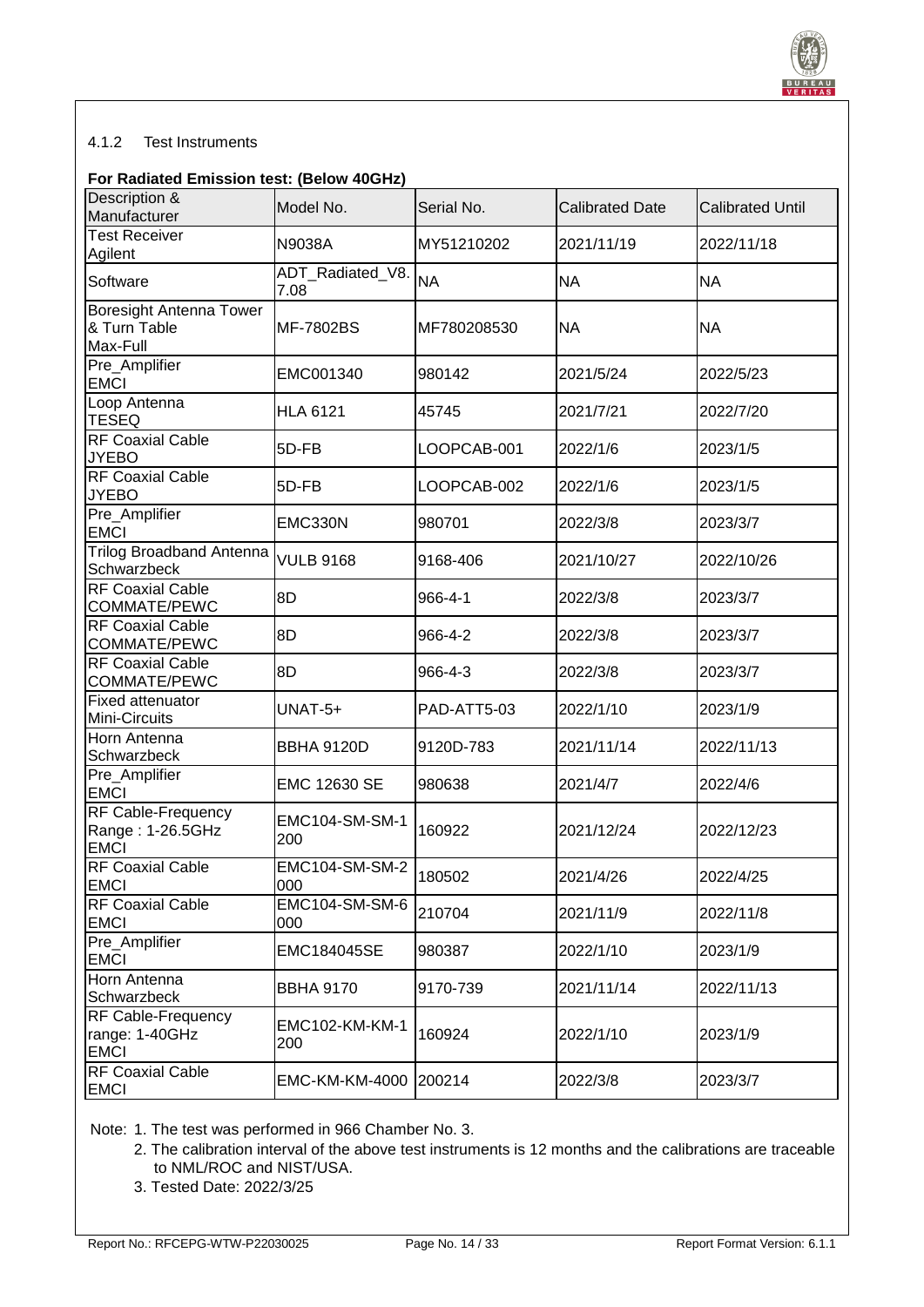### 4.1.2 Test Instruments

**For Radiated Emission test: (Below 40GHz)**

| Description & Manufacturer | Model No. | Serial No. | Calibrated Date | Calibrated Until |
|---|---|---|---|---|
| Test Receiver Agilent | N9038A | MY51210202 | 2021/11/19 | 2022/11/18 |
| Software | ADT_Radiated_V8.7.08 | NA | NA | NA |
| Boresight Antenna Tower & Turn Table Max-Full | MF-7802BS | MF780208530 | NA | NA |
| Pre_Amplifier EMCI | EMC001340 | 980142 | 2021/5/24 | 2022/5/23 |
| Loop Antenna TESEQ | HLA 6121 | 45745 | 2021/7/21 | 2022/7/20 |
| RF Coaxial Cable JYEBO | 5D-FB | LOOPCAB-001 | 2022/1/6 | 2023/1/5 |
| RF Coaxial Cable JYEBO | 5D-FB | LOOPCAB-002 | 2022/1/6 | 2023/1/5 |
| Pre_Amplifier EMCI | EMC330N | 980701 | 2022/3/8 | 2023/3/7 |
| Trilog Broadband Antenna Schwarzbeck | VULB 9168 | 9168-406 | 2021/10/27 | 2022/10/26 |
| RF Coaxial Cable COMMATE/PEWC | 8D | 966-4-1 | 2022/3/8 | 2023/3/7 |
| RF Coaxial Cable COMMATE/PEWC | 8D | 966-4-2 | 2022/3/8 | 2023/3/7 |
| RF Coaxial Cable COMMATE/PEWC | 8D | 966-4-3 | 2022/3/8 | 2023/3/7 |
| Fixed attenuator Mini-Circuits | UNAT-5+ | PAD-ATT5-03 | 2022/1/10 | 2023/1/9 |
| Horn Antenna Schwarzbeck | BBHA 9120D | 9120D-783 | 2021/11/14 | 2022/11/13 |
| Pre_Amplifier EMCI | EMC 12630 SE | 980638 | 2021/4/7 | 2022/4/6 |
| RF Cable-Frequency Range : 1-26.5GHz EMCI | EMC104-SM-SM-1200 | 160922 | 2021/12/24 | 2022/12/23 |
| RF Coaxial Cable EMCI | EMC104-SM-SM-2000 | 180502 | 2021/4/26 | 2022/4/25 |
| RF Coaxial Cable EMCI | EMC104-SM-SM-6000 | 210704 | 2021/11/9 | 2022/11/8 |
| Pre_Amplifier EMCI | EMC184045SE | 980387 | 2022/1/10 | 2023/1/9 |
| Horn Antenna Schwarzbeck | BBHA 9170 | 9170-739 | 2021/11/14 | 2022/11/13 |
| RF Cable-Frequency range: 1-40GHz EMCI | EMC102-KM-KM-1200 | 160924 | 2022/1/10 | 2023/1/9 |
| RF Coaxial Cable EMCI | EMC-KM-KM-4000 | 200214 | 2022/3/8 | 2023/3/7 |

Note:
1. The test was performed in 966 Chamber No. 3.
2. The calibration interval of the above test instruments is 12 months and the calibrations are traceable to NML/ROC and NIST/USA.
3. Tested Date: 2022/3/25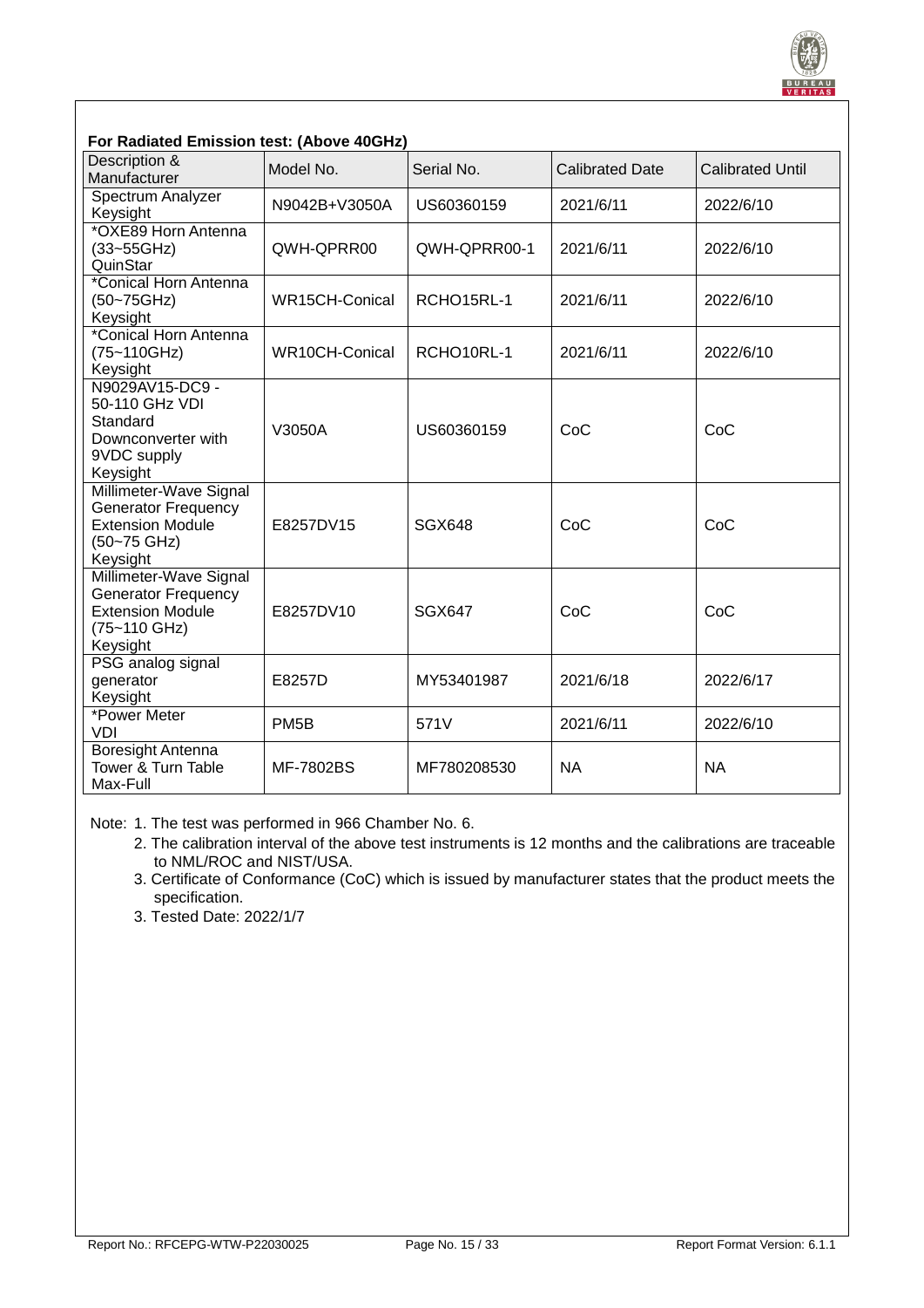**For Radiated Emission test: (Above 40GHz)**

| Description & Manufacturer | Model No. | Serial No. | Calibrated Date | Calibrated Until |
|---|---|---|---|---|
| Spectrum Analyzer Keysight | N9042B+V3050A | US60360159 | 2021/6/11 | 2022/6/10 |
| *OXE89 Horn Antenna (33~55GHz) QuinStar | QWH-QPRR00 | QWH-QPRR00-1 | 2021/6/11 | 2022/6/10 |
| *Conical Horn Antenna (50~75GHz) Keysight | WR15CH-Conical | RCHO15RL-1 | 2021/6/11 | 2022/6/10 |
| *Conical Horn Antenna (75~110GHz) Keysight | WR10CH-Conical | RCHO10RL-1 | 2021/6/11 | 2022/6/10 |
| N9029AV15-DC9 - 50-110 GHz VDI Standard Downconverter with 9VDC supply Keysight | V3050A | US60360159 | CoC | CoC |
| Millimeter-Wave Signal Generator Frequency Extension Module (50~75 GHz) Keysight | E8257DV15 | SGX648 | CoC | CoC |
| Millimeter-Wave Signal Generator Frequency Extension Module (75~110 GHz) Keysight | E8257DV10 | SGX647 | CoC | CoC |
| PSG analog signal generator Keysight | E8257D | MY53401987 | 2021/6/18 | 2022/6/17 |
| *Power Meter VDI | PM5B | 571V | 2021/6/11 | 2022/6/10 |
| Boresight Antenna Tower & Turn Table Max-Full | MF-7802BS | MF780208530 | NA | NA |

Note: 1. The test was performed in 966 Chamber No. 6.

2. The calibration interval of the above test instruments is 12 months and the calibrations are traceable to NML/ROC and NIST/USA.

3. Certificate of Conformance (CoC) which is issued by manufacturer states that the product meets the specification.

3. Tested Date: 2022/1/7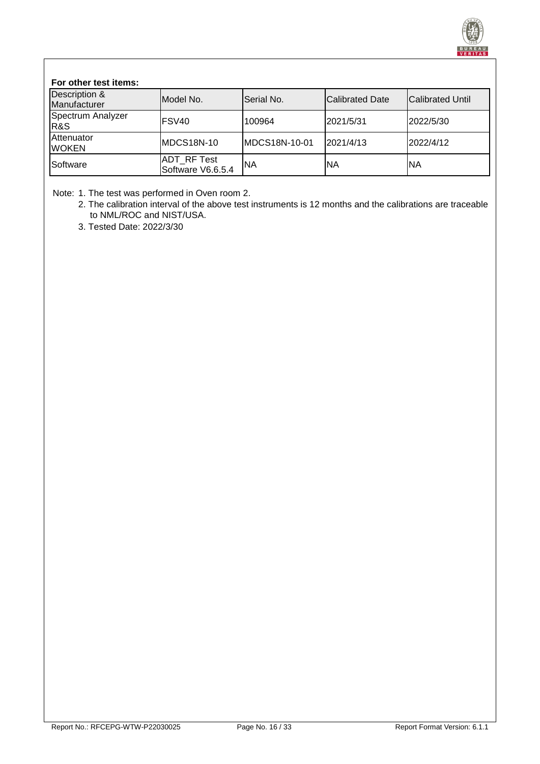**For other test items:**

| Description & Manufacturer | Model No. | Serial No. | Calibrated Date | Calibrated Until |
| --- | --- | --- | --- | --- |
| Spectrum Analyzer R&S | FSV40 | 100964 | 2021/5/31 | 2022/5/30 |
| Attenuator WOKEN | MDCS18N-10 | MDCS18N-10-01 | 2021/4/13 | 2022/4/12 |
| Software | ADT_RF Test Software V6.6.5.4 | NA | NA | NA |

Note: 1. The test was performed in Oven room 2.

2. The calibration interval of the above test instruments is 12 months and the calibrations are traceable to NML/ROC and NIST/USA.

3. Tested Date: 2022/3/30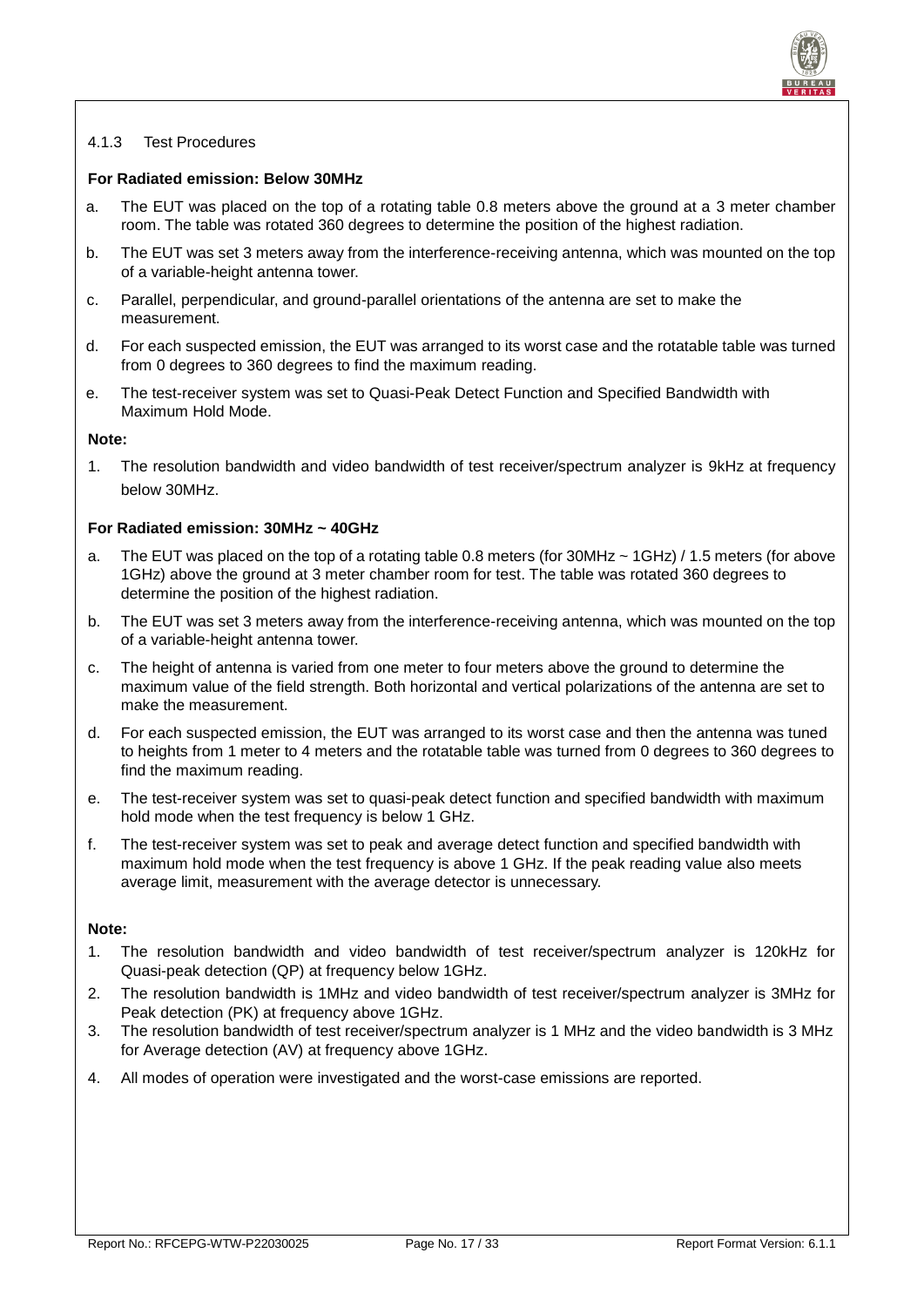### 4.1.3 Test Procedures

**For Radiated emission: Below 30MHz**

a. The EUT was placed on the top of a rotating table 0.8 meters above the ground at a 3 meter chamber room. The table was rotated 360 degrees to determine the position of the highest radiation.

b. The EUT was set 3 meters away from the interference-receiving antenna, which was mounted on the top of a variable-height antenna tower.

c. Parallel, perpendicular, and ground-parallel orientations of the antenna are set to make the measurement.

d. For each suspected emission, the EUT was arranged to its worst case and the rotatable table was turned from 0 degrees to 360 degrees to find the maximum reading.

e. The test-receiver system was set to Quasi-Peak Detect Function and Specified Bandwidth with Maximum Hold Mode.

**Note:**

1. The resolution bandwidth and video bandwidth of test receiver/spectrum analyzer is 9kHz at frequency below 30MHz.

**For Radiated emission: 30MHz ~ 40GHz**

a. The EUT was placed on the top of a rotating table 0.8 meters (for 30MHz ~ 1GHz) / 1.5 meters (for above 1GHz) above the ground at 3 meter chamber room for test. The table was rotated 360 degrees to determine the position of the highest radiation.

b. The EUT was set 3 meters away from the interference-receiving antenna, which was mounted on the top of a variable-height antenna tower.

c. The height of antenna is varied from one meter to four meters above the ground to determine the maximum value of the field strength. Both horizontal and vertical polarizations of the antenna are set to make the measurement.

d. For each suspected emission, the EUT was arranged to its worst case and then the antenna was tuned to heights from 1 meter to 4 meters and the rotatable table was turned from 0 degrees to 360 degrees to find the maximum reading.

e. The test-receiver system was set to quasi-peak detect function and specified bandwidth with maximum hold mode when the test frequency is below 1 GHz.

f. The test-receiver system was set to peak and average detect function and specified bandwidth with maximum hold mode when the test frequency is above 1 GHz. If the peak reading value also meets average limit, measurement with the average detector is unnecessary.

**Note:**

1. The resolution bandwidth and video bandwidth of test receiver/spectrum analyzer is 120kHz for Quasi-peak detection (QP) at frequency below 1GHz.
2. The resolution bandwidth is 1MHz and video bandwidth of test receiver/spectrum analyzer is 3MHz for Peak detection (PK) at frequency above 1GHz.
3. The resolution bandwidth of test receiver/spectrum analyzer is 1 MHz and the video bandwidth is 3 MHz for Average detection (AV) at frequency above 1GHz.
4. All modes of operation were investigated and the worst-case emissions are reported.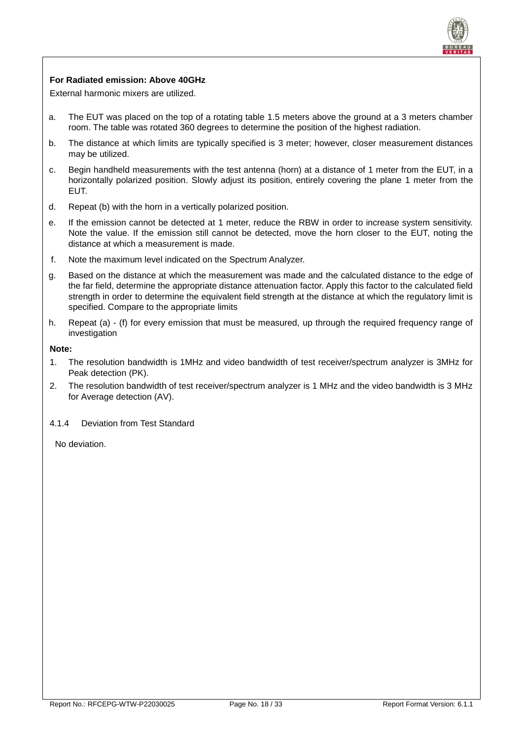**For Radiated emission: Above 40GHz**

External harmonic mixers are utilized.

a. The EUT was placed on the top of a rotating table 1.5 meters above the ground at a 3 meters chamber room. The table was rotated 360 degrees to determine the position of the highest radiation.

b. The distance at which limits are typically specified is 3 meter; however, closer measurement distances may be utilized.

c. Begin handheld measurements with the test antenna (horn) at a distance of 1 meter from the EUT, in a horizontally polarized position. Slowly adjust its position, entirely covering the plane 1 meter from the EUT.

d. Repeat (b) with the horn in a vertically polarized position.

e. If the emission cannot be detected at 1 meter, reduce the RBW in order to increase system sensitivity. Note the value. If the emission still cannot be detected, move the horn closer to the EUT, noting the distance at which a measurement is made.

f. Note the maximum level indicated on the Spectrum Analyzer.

g. Based on the distance at which the measurement was made and the calculated distance to the edge of the far field, determine the appropriate distance attenuation factor. Apply this factor to the calculated field strength in order to determine the equivalent field strength at the distance at which the regulatory limit is specified. Compare to the appropriate limits

h. Repeat (a) - (f) for every emission that must be measured, up through the required frequency range of investigation

**Note:**

1. The resolution bandwidth is 1MHz and video bandwidth of test receiver/spectrum analyzer is 3MHz for Peak detection (PK).
2. The resolution bandwidth of test receiver/spectrum analyzer is 1 MHz and the video bandwidth is 3 MHz for Average detection (AV).

#### 4.1.4 Deviation from Test Standard

No deviation.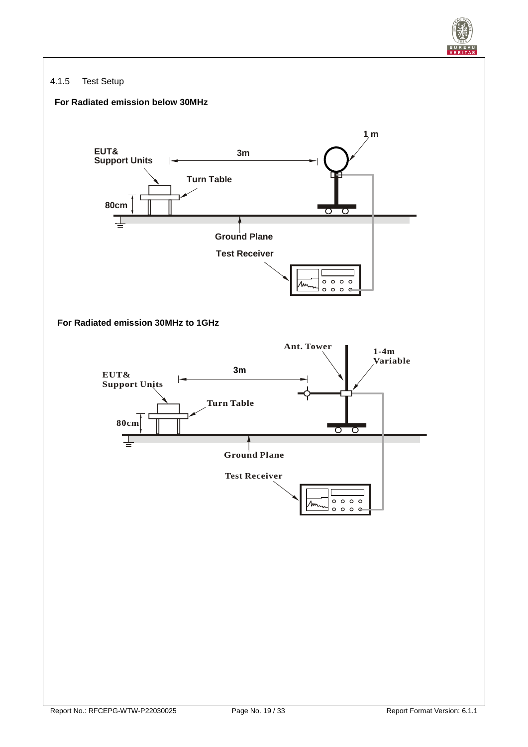4.1.5 Test Setup

**For Radiated emission below 30MHz**

**For Radiated emission 30MHz to 1GHz**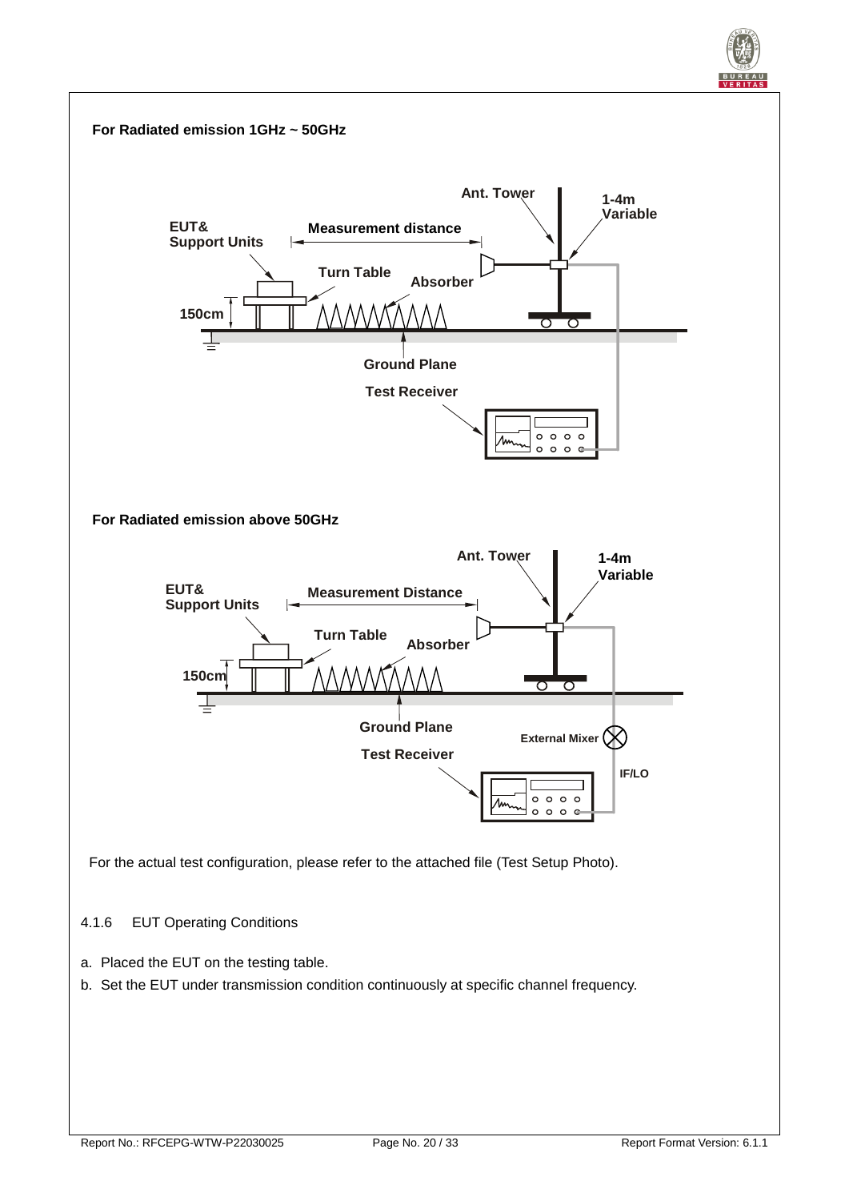**For Radiated emission 1GHz ~ 50GHz**

Ant. Tower

1-4m Variable

EUT& Support Units

Measurement distance

Turn Table

Absorber

150cm

Ground Plane

Test Receiver

**For Radiated emission above 50GHz**

Ant. Tower

1-4m Variable

EUT& Support Units

Measurement Distance

Turn Table

Absorber

150cm

Ground Plane

External Mixer

Test Receiver

IF/LO

For the actual test configuration, please refer to the attached file (Test Setup Photo).

### 4.1.6 EUT Operating Conditions

a. Placed the EUT on the testing table.

b. Set the EUT under transmission condition continuously at specific channel frequency.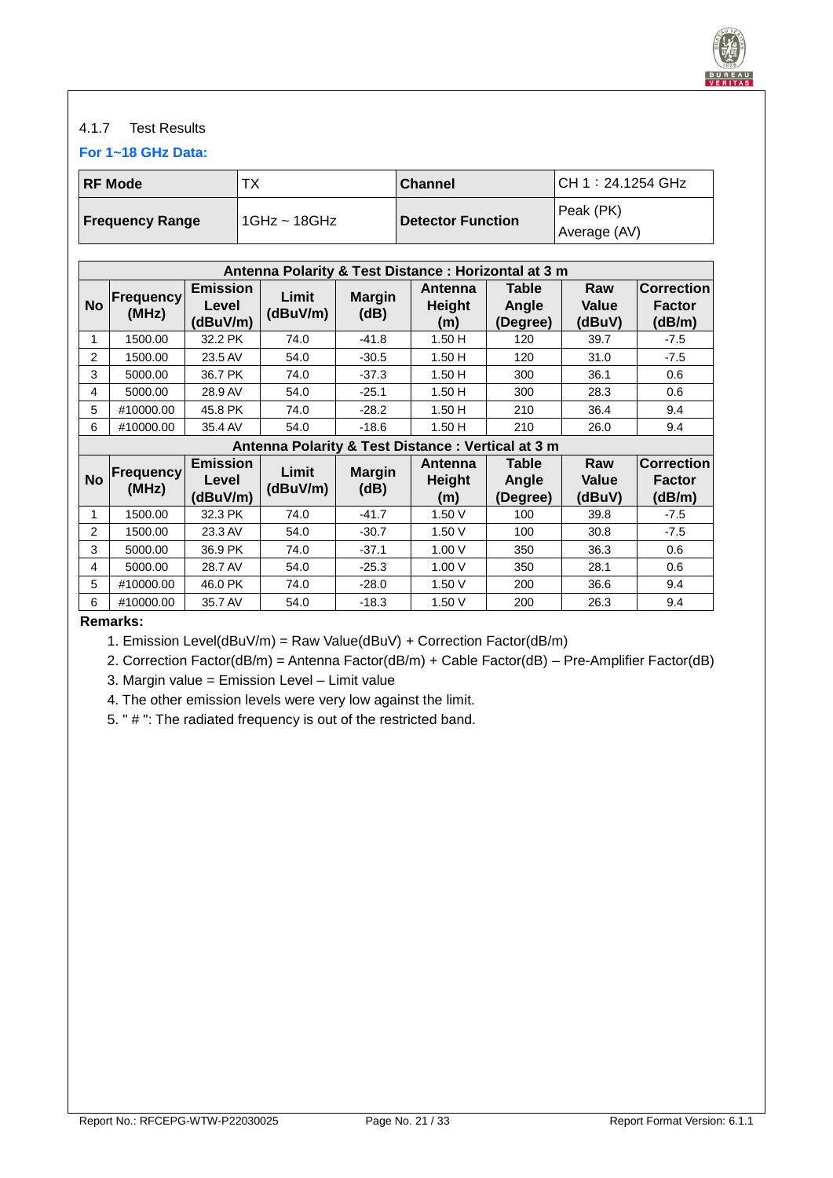### 4.1.7 Test Results

**For 1~18 GHz Data:**

| **RF Mode** | TX | **Channel** | CH 1：24.1254 GHz |
|---|---|---|---|
| **Frequency Range** | 1GHz ~ 18GHz | **Detector Function** | Peak (PK)<br>Average (AV) |

| **Antenna Polarity & Test Distance : Horizontal at 3 m** | | | | | | | | |
|---|---|---|---|---|---|---|---|---|
| **No** | **Frequency (MHz)** | **Emission Level (dBuV/m)** | **Limit (dBuV/m)** | **Margin (dB)** | **Antenna Height (m)** | **Table Angle (Degree)** | **Raw Value (dBuV)** | **Correction Factor (dB/m)** |
| 1 | 1500.00 | 32.2 PK | 74.0 | -41.8 | 1.50 H | 120 | 39.7 | -7.5 |
| 2 | 1500.00 | 23.5 AV | 54.0 | -30.5 | 1.50 H | 120 | 31.0 | -7.5 |
| 3 | 5000.00 | 36.7 PK | 74.0 | -37.3 | 1.50 H | 300 | 36.1 | 0.6 |
| 4 | 5000.00 | 28.9 AV | 54.0 | -25.1 | 1.50 H | 300 | 28.3 | 0.6 |
| 5 | #10000.00 | 45.8 PK | 74.0 | -28.2 | 1.50 H | 210 | 36.4 | 9.4 |
| 6 | #10000.00 | 35.4 AV | 54.0 | -18.6 | 1.50 H | 210 | 26.0 | 9.4 |
| **Antenna Polarity & Test Distance : Vertical at 3 m** | | | | | | | | |
| **No** | **Frequency (MHz)** | **Emission Level (dBuV/m)** | **Limit (dBuV/m)** | **Margin (dB)** | **Antenna Height (m)** | **Table Angle (Degree)** | **Raw Value (dBuV)** | **Correction Factor (dB/m)** |
| 1 | 1500.00 | 32.3 PK | 74.0 | -41.7 | 1.50 V | 100 | 39.8 | -7.5 |
| 2 | 1500.00 | 23.3 AV | 54.0 | -30.7 | 1.50 V | 100 | 30.8 | -7.5 |
| 3 | 5000.00 | 36.9 PK | 74.0 | -37.1 | 1.00 V | 350 | 36.3 | 0.6 |
| 4 | 5000.00 | 28.7 AV | 54.0 | -25.3 | 1.00 V | 350 | 28.1 | 0.6 |
| 5 | #10000.00 | 46.0 PK | 74.0 | -28.0 | 1.50 V | 200 | 36.6 | 9.4 |
| 6 | #10000.00 | 35.7 AV | 54.0 | -18.3 | 1.50 V | 200 | 26.3 | 9.4 |

**Remarks:**

1. Emission Level(dBuV/m) = Raw Value(dBuV) + Correction Factor(dB/m)
2. Correction Factor(dB/m) = Antenna Factor(dB/m) + Cable Factor(dB) – Pre-Amplifier Factor(dB)
3. Margin value = Emission Level – Limit value
4. The other emission levels were very low against the limit.
5. " # ": The radiated frequency is out of the restricted band.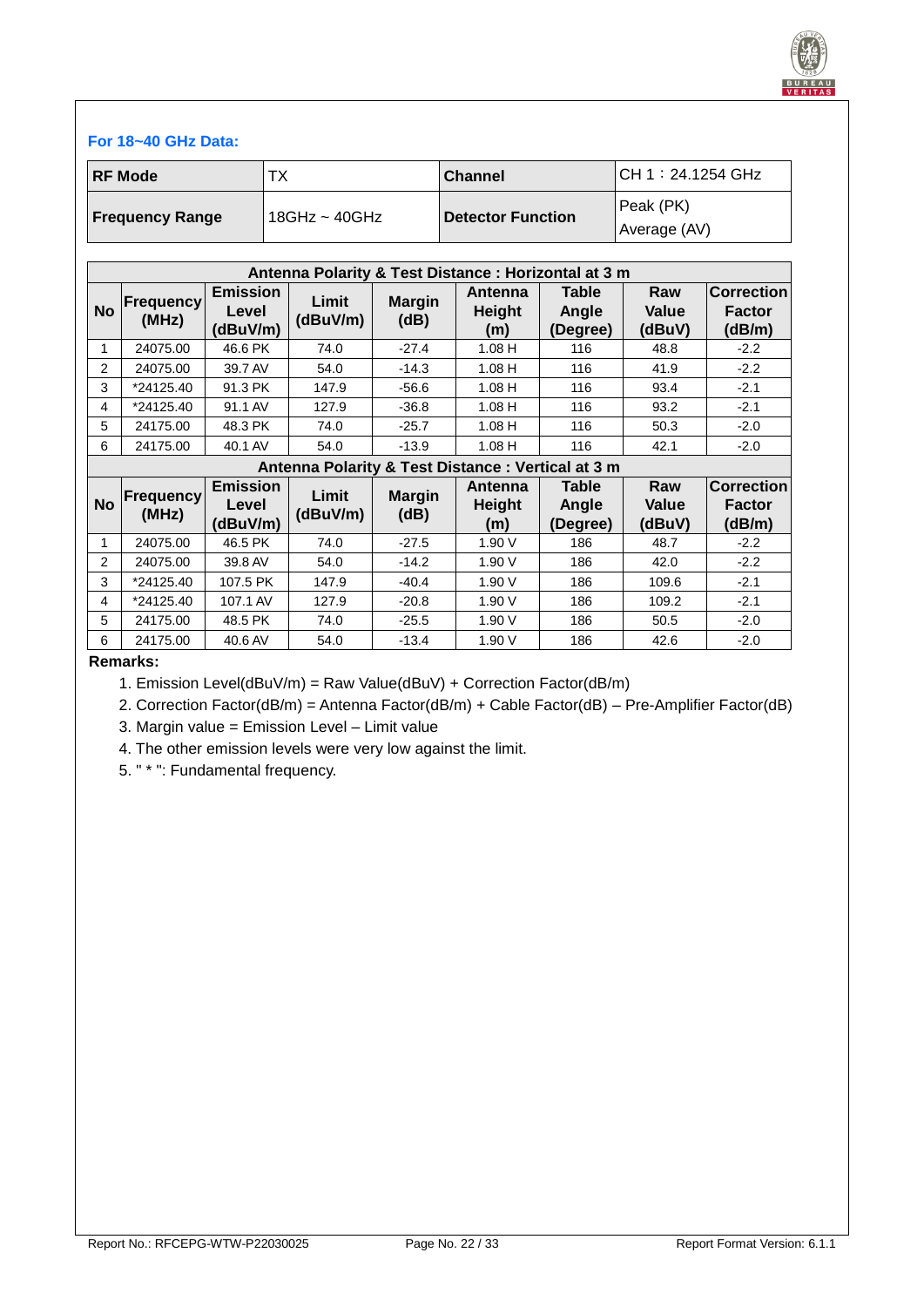**For 18~40 GHz Data:**

| RF Mode | TX | Channel | CH 1：24.1254 GHz |
|---|---|---|---|
| Frequency Range | 18GHz ~ 40GHz | Detector Function | Peak (PK)<br>Average (AV) |

| Antenna Polarity & Test Distance : Horizontal at 3 m | | | | | | | | |
|---|---|---|---|---|---|---|---|---|
| No | Frequency (MHz) | Emission Level (dBuV/m) | Limit (dBuV/m) | Margin (dB) | Antenna Height (m) | Table Angle (Degree) | Raw Value (dBuV) | Correction Factor (dB/m) |
| 1 | 24075.00 | 46.6 PK | 74.0 | -27.4 | 1.08 H | 116 | 48.8 | -2.2 |
| 2 | 24075.00 | 39.7 AV | 54.0 | -14.3 | 1.08 H | 116 | 41.9 | -2.2 |
| 3 | *24125.40 | 91.3 PK | 147.9 | -56.6 | 1.08 H | 116 | 93.4 | -2.1 |
| 4 | *24125.40 | 91.1 AV | 127.9 | -36.8 | 1.08 H | 116 | 93.2 | -2.1 |
| 5 | 24175.00 | 48.3 PK | 74.0 | -25.7 | 1.08 H | 116 | 50.3 | -2.0 |
| 6 | 24175.00 | 40.1 AV | 54.0 | -13.9 | 1.08 H | 116 | 42.1 | -2.0 |
| **Antenna Polarity & Test Distance : Vertical at 3 m** | | | | | | | | |
| No | Frequency (MHz) | Emission Level (dBuV/m) | Limit (dBuV/m) | Margin (dB) | Antenna Height (m) | Table Angle (Degree) | Raw Value (dBuV) | Correction Factor (dB/m) |
| 1 | 24075.00 | 46.5 PK | 74.0 | -27.5 | 1.90 V | 186 | 48.7 | -2.2 |
| 2 | 24075.00 | 39.8 AV | 54.0 | -14.2 | 1.90 V | 186 | 42.0 | -2.2 |
| 3 | *24125.40 | 107.5 PK | 147.9 | -40.4 | 1.90 V | 186 | 109.6 | -2.1 |
| 4 | *24125.40 | 107.1 AV | 127.9 | -20.8 | 1.90 V | 186 | 109.2 | -2.1 |
| 5 | 24175.00 | 48.5 PK | 74.0 | -25.5 | 1.90 V | 186 | 50.5 | -2.0 |
| 6 | 24175.00 | 40.6 AV | 54.0 | -13.4 | 1.90 V | 186 | 42.6 | -2.0 |

**Remarks:**

1. Emission Level(dBuV/m) = Raw Value(dBuV) + Correction Factor(dB/m)
2. Correction Factor(dB/m) = Antenna Factor(dB/m) + Cable Factor(dB) – Pre-Amplifier Factor(dB)
3. Margin value = Emission Level – Limit value
4. The other emission levels were very low against the limit.
5. " * ": Fundamental frequency.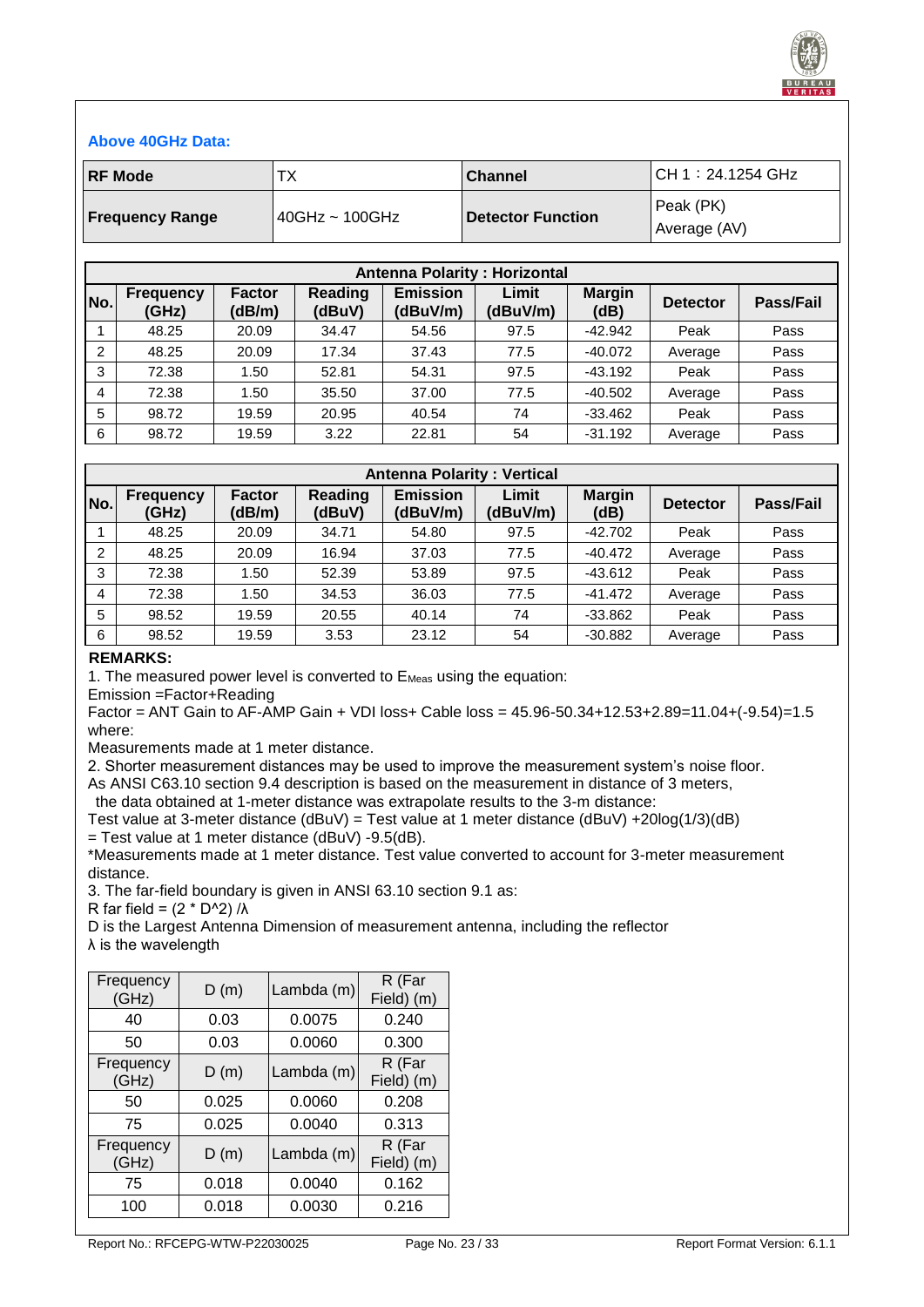### Above 40GHz Data:

| RF Mode | TX | Channel | CH 1：24.1254 GHz |
|---|---|---|---|
| Frequency Range | 40GHz ~ 100GHz | Detector Function | Peak (PK)<br>Average (AV) |

| Antenna Polarity : Horizontal | | | | | | | | |
|---|---|---|---|---|---|---|---|---|
| No. | Frequency (GHz) | Factor (dB/m) | Reading (dBuV) | Emission (dBuV/m) | Limit (dBuV/m) | Margin (dB) | Detector | Pass/Fail |
| 1 | 48.25 | 20.09 | 34.47 | 54.56 | 97.5 | -42.942 | Peak | Pass |
| 2 | 48.25 | 20.09 | 17.34 | 37.43 | 77.5 | -40.072 | Average | Pass |
| 3 | 72.38 | 1.50 | 52.81 | 54.31 | 97.5 | -43.192 | Peak | Pass |
| 4 | 72.38 | 1.50 | 35.50 | 37.00 | 77.5 | -40.502 | Average | Pass |
| 5 | 98.72 | 19.59 | 20.95 | 40.54 | 74 | -33.462 | Peak | Pass |
| 6 | 98.72 | 19.59 | 3.22 | 22.81 | 54 | -31.192 | Average | Pass |

| Antenna Polarity : Vertical | | | | | | | | |
|---|---|---|---|---|---|---|---|---|
| No. | Frequency (GHz) | Factor (dB/m) | Reading (dBuV) | Emission (dBuV/m) | Limit (dBuV/m) | Margin (dB) | Detector | Pass/Fail |
| 1 | 48.25 | 20.09 | 34.71 | 54.80 | 97.5 | -42.702 | Peak | Pass |
| 2 | 48.25 | 20.09 | 16.94 | 37.03 | 77.5 | -40.472 | Average | Pass |
| 3 | 72.38 | 1.50 | 52.39 | 53.89 | 97.5 | -43.612 | Peak | Pass |
| 4 | 72.38 | 1.50 | 34.53 | 36.03 | 77.5 | -41.472 | Average | Pass |
| 5 | 98.52 | 19.59 | 20.55 | 40.14 | 74 | -33.862 | Peak | Pass |
| 6 | 98.52 | 19.59 | 3.53 | 23.12 | 54 | -30.882 | Average | Pass |

**REMARKS:**

1. The measured power level is converted to $E_{Meas}$ using the equation:
Emission =Factor+Reading
Factor = ANT Gain to AF-AMP Gain + VDI loss+ Cable loss = 45.96-50.34+12.53+2.89=11.04+(-9.54)=1.5
where:
Measurements made at 1 meter distance.
2. Shorter measurement distances may be used to improve the measurement system's noise floor.
As ANSI C63.10 section 9.4 description is based on the measurement in distance of 3 meters,
the data obtained at 1-meter distance was extrapolate results to the 3-m distance:
Test value at 3-meter distance (dBuV) = Test value at 1 meter distance (dBuV) +20log(1/3)(dB)
= Test value at 1 meter distance (dBuV) -9.5(dB).
*Measurements made at 1 meter distance. Test value converted to account for 3-meter measurement distance.
3. The far-field boundary is given in ANSI 63.10 section 9.1 as:
R far field = (2 * D^2) /λ
D is the Largest Antenna Dimension of measurement antenna, including the reflector
λ is the wavelength

| Frequency (GHz) | D (m) | Lambda (m) | R (Far Field) (m) |
|---|---|---|---|
| 40 | 0.03 | 0.0075 | 0.240 |
| 50 | 0.03 | 0.0060 | 0.300 |
| Frequency (GHz) | D (m) | Lambda (m) | R (Far Field) (m) |
| 50 | 0.025 | 0.0060 | 0.208 |
| 75 | 0.025 | 0.0040 | 0.313 |
| Frequency (GHz) | D (m) | Lambda (m) | R (Far Field) (m) |
| 75 | 0.018 | 0.0040 | 0.162 |
| 100 | 0.018 | 0.0030 | 0.216 |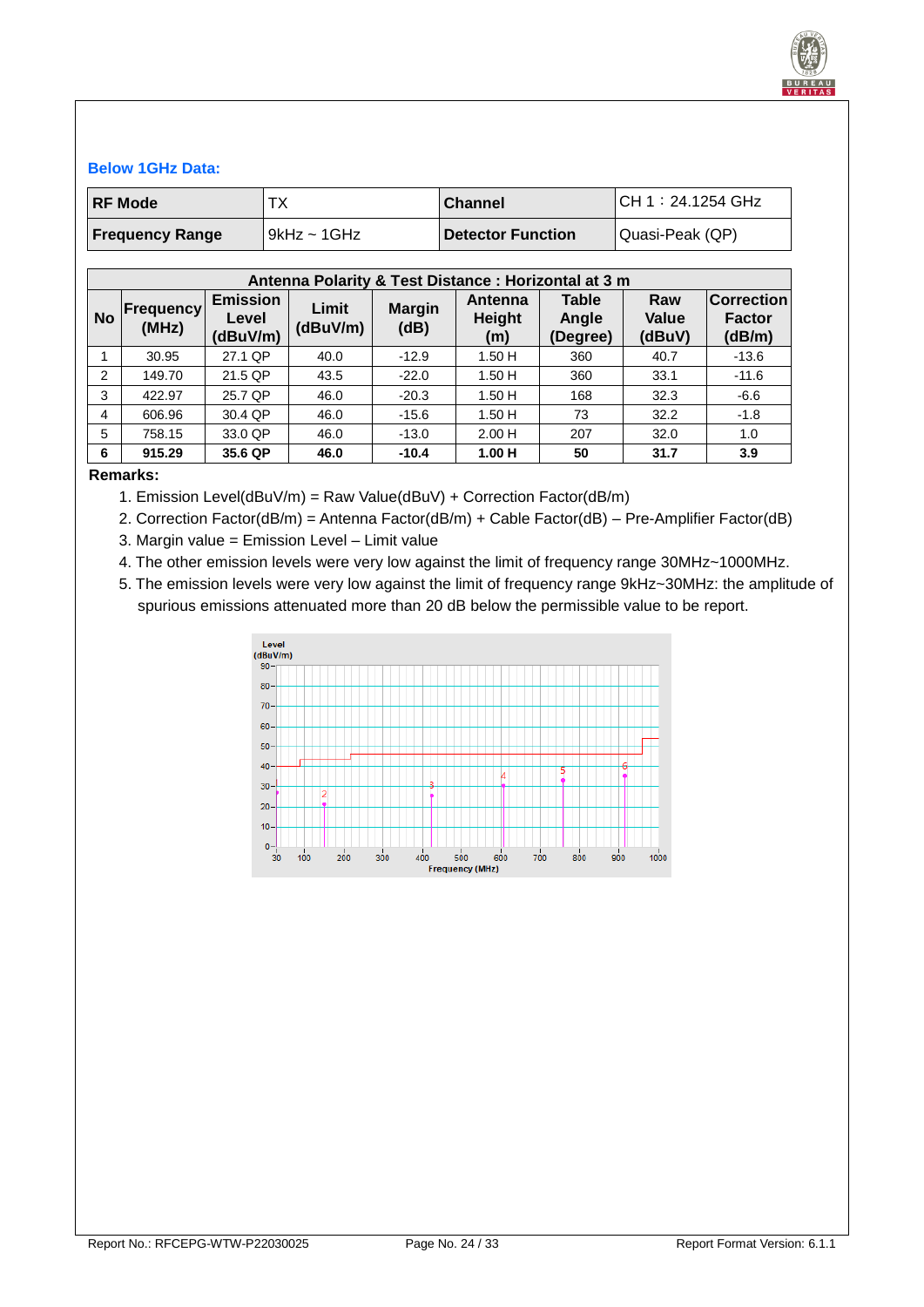### Below 1GHz Data:

| RF Mode | TX | Channel | CH 1：24.1254 GHz |
|---|---|---|---|
| **Frequency Range** | 9kHz ~ 1GHz | **Detector Function** | Quasi-Peak (QP) |

| Antenna Polarity & Test Distance : Horizontal at 3 m | | | | | | | | |
|---|---|---|---|---|---|---|---|---|
| **No** | **Frequency (MHz)** | **Emission Level (dBuV/m)** | **Limit (dBuV/m)** | **Margin (dB)** | **Antenna Height (m)** | **Table Angle (Degree)** | **Raw Value (dBuV)** | **Correction Factor (dB/m)** |
| 1 | 30.95 | 27.1 QP | 40.0 | -12.9 | 1.50 H | 360 | 40.7 | -13.6 |
| 2 | 149.70 | 21.5 QP | 43.5 | -22.0 | 1.50 H | 360 | 33.1 | -11.6 |
| 3 | 422.97 | 25.7 QP | 46.0 | -20.3 | 1.50 H | 168 | 32.3 | -6.6 |
| 4 | 606.96 | 30.4 QP | 46.0 | -15.6 | 1.50 H | 73 | 32.2 | -1.8 |
| 5 | 758.15 | 33.0 QP | 46.0 | -13.0 | 2.00 H | 207 | 32.0 | 1.0 |
| **6** | **915.29** | **35.6 QP** | **46.0** | **-10.4** | **1.00 H** | **50** | **31.7** | **3.9** |

**Remarks:**

1. Emission Level(dBuV/m) = Raw Value(dBuV) + Correction Factor(dB/m)
2. Correction Factor(dB/m) = Antenna Factor(dB/m) + Cable Factor(dB) – Pre-Amplifier Factor(dB)
3. Margin value = Emission Level – Limit value
4. The other emission levels were very low against the limit of frequency range 30MHz~1000MHz.
5. The emission levels were very low against the limit of frequency range 9kHz~30MHz: the amplitude of spurious emissions attenuated more than 20 dB below the permissible value to be report.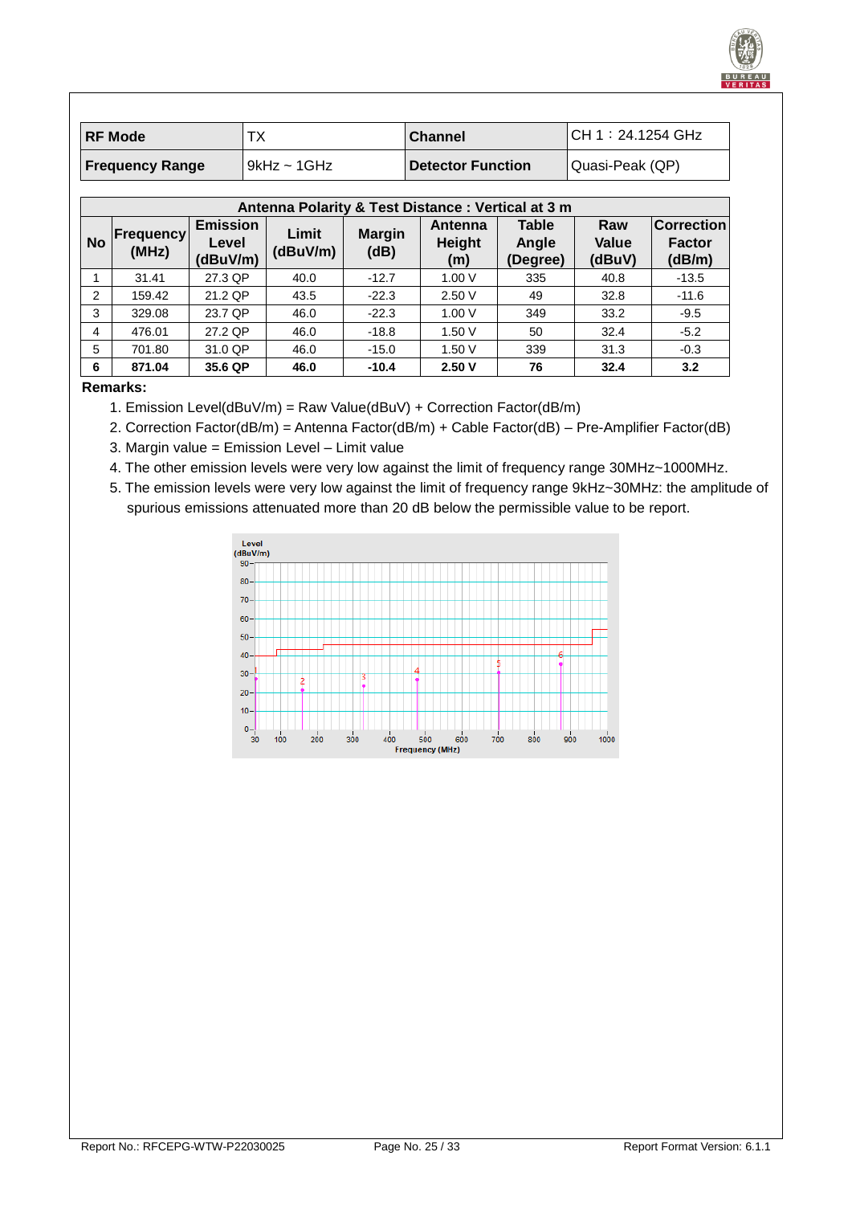| RF Mode | TX | Channel | CH 1：24.1254 GHz |
|---|---|---|---|
| Frequency Range | 9kHz ~ 1GHz | Detector Function | Quasi-Peak (QP) |

| Antenna Polarity & Test Distance : Vertical at 3 m | | | | | | | | |
|---|---|---|---|---|---|---|---|---|
| No | Frequency (MHz) | Emission Level (dBuV/m) | Limit (dBuV/m) | Margin (dB) | Antenna Height (m) | Table Angle (Degree) | Raw Value (dBuV) | Correction Factor (dB/m) |
| 1 | 31.41 | 27.3 QP | 40.0 | -12.7 | 1.00 V | 335 | 40.8 | -13.5 |
| 2 | 159.42 | 21.2 QP | 43.5 | -22.3 | 2.50 V | 49 | 32.8 | -11.6 |
| 3 | 329.08 | 23.7 QP | 46.0 | -22.3 | 1.00 V | 349 | 33.2 | -9.5 |
| 4 | 476.01 | 27.2 QP | 46.0 | -18.8 | 1.50 V | 50 | 32.4 | -5.2 |
| 5 | 701.80 | 31.0 QP | 46.0 | -15.0 | 1.50 V | 339 | 31.3 | -0.3 |
| **6** | **871.04** | **35.6 QP** | **46.0** | **-10.4** | **2.50 V** | **76** | **32.4** | **3.2** |

**Remarks:**

1. Emission Level(dBuV/m) = Raw Value(dBuV) + Correction Factor(dB/m)
2. Correction Factor(dB/m) = Antenna Factor(dB/m) + Cable Factor(dB) – Pre-Amplifier Factor(dB)
3. Margin value = Emission Level – Limit value
4. The other emission levels were very low against the limit of frequency range 30MHz~1000MHz.
5. The emission levels were very low against the limit of frequency range 9kHz~30MHz: the amplitude of spurious emissions attenuated more than 20 dB below the permissible value to be report.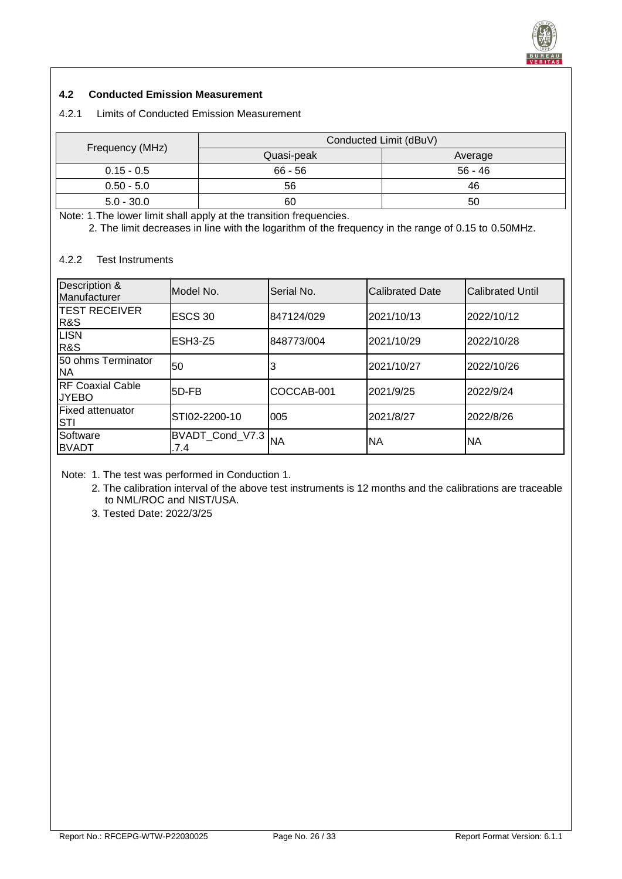### 4.2 Conducted Emission Measurement

#### 4.2.1 Limits of Conducted Emission Measurement

| Frequency (MHz) | Conducted Limit (dBuV) | |
|---|---|---|
| | Quasi-peak | Average |
| 0.15 - 0.5 | 66 - 56 | 56 - 46 |
| 0.50 - 5.0 | 56 | 46 |
| 5.0 - 30.0 | 60 | 50 |

Note: 1. The lower limit shall apply at the transition frequencies.

2. The limit decreases in line with the logarithm of the frequency in the range of 0.15 to 0.50MHz.

#### 4.2.2 Test Instruments

| Description & Manufacturer | Model No. | Serial No. | Calibrated Date | Calibrated Until |
|---|---|---|---|---|
| TEST RECEIVER R&S | ESCS 30 | 847124/029 | 2021/10/13 | 2022/10/12 |
| LISN R&S | ESH3-Z5 | 848773/004 | 2021/10/29 | 2022/10/28 |
| 50 ohms Terminator NA | 50 | 3 | 2021/10/27 | 2022/10/26 |
| RF Coaxial Cable JYEBO | 5D-FB | COCCAB-001 | 2021/9/25 | 2022/9/24 |
| Fixed attenuator STI | STI02-2200-10 | 005 | 2021/8/27 | 2022/8/26 |
| Software BVADT | BVADT_Cond_V7.3.7.4 | NA | NA | NA |

Note: 1. The test was performed in Conduction 1.

2. The calibration interval of the above test instruments is 12 months and the calibrations are traceable to NML/ROC and NIST/USA.

3. Tested Date: 2022/3/25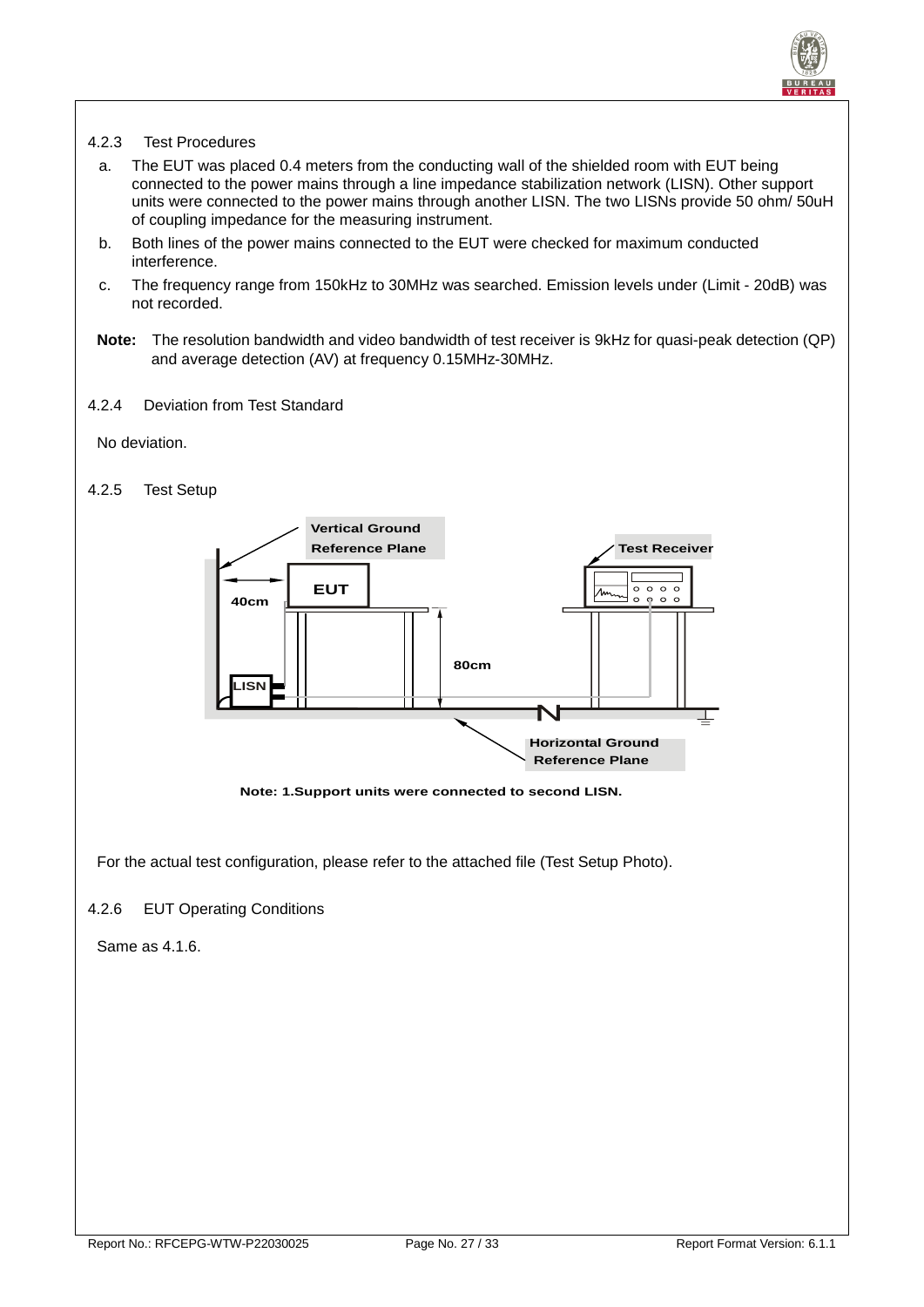### 4.2.3 Test Procedures

a. The EUT was placed 0.4 meters from the conducting wall of the shielded room with EUT being connected to the power mains through a line impedance stabilization network (LISN). Other support units were connected to the power mains through another LISN. The two LISNs provide 50 ohm/ 50uH of coupling impedance for the measuring instrument.

b. Both lines of the power mains connected to the EUT were checked for maximum conducted interference.

c. The frequency range from 150kHz to 30MHz was searched. Emission levels under (Limit - 20dB) was not recorded.

**Note:** The resolution bandwidth and video bandwidth of test receiver is 9kHz for quasi-peak detection (QP) and average detection (AV) at frequency 0.15MHz-30MHz.

### 4.2.4 Deviation from Test Standard

No deviation.

### 4.2.5 Test Setup

Vertical Ground Reference Plane

Test Receiver

EUT

40cm

80cm

LISN

Horizontal Ground Reference Plane

**Note: 1.Support units were connected to second LISN.**

For the actual test configuration, please refer to the attached file (Test Setup Photo).

### 4.2.6 EUT Operating Conditions

Same as 4.1.6.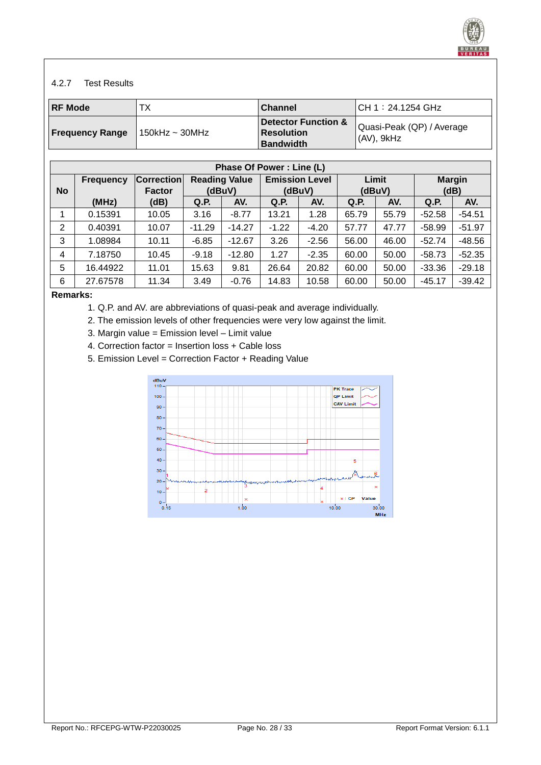4.2.7 Test Results

| RF Mode | TX | Channel | CH 1：24.1254 GHz |
|---|---|---|---|
| Frequency Range | 150kHz ~ 30MHz | Detector Function & Resolution Bandwidth | Quasi-Peak (QP) / Average (AV), 9kHz |

| Phase Of Power : Line (L) | | | | | | | | | | |
|---|---|---|---|---|---|---|---|---|---|---|
| No | Frequency | Correction Factor | Reading Value (dBuV) | | Emission Level (dBuV) | | Limit (dBuV) | | Margin (dB) | |
| | (MHz) | (dB) | Q.P. | AV. | Q.P. | AV. | Q.P. | AV. | Q.P. | AV. |
| 1 | 0.15391 | 10.05 | 3.16 | -8.77 | 13.21 | 1.28 | 65.79 | 55.79 | -52.58 | -54.51 |
| 2 | 0.40391 | 10.07 | -11.29 | -14.27 | -1.22 | -4.20 | 57.77 | 47.77 | -58.99 | -51.97 |
| 3 | 1.08984 | 10.11 | -6.85 | -12.67 | 3.26 | -2.56 | 56.00 | 46.00 | -52.74 | -48.56 |
| 4 | 7.18750 | 10.45 | -9.18 | -12.80 | 1.27 | -2.35 | 60.00 | 50.00 | -58.73 | -52.35 |
| 5 | 16.44922 | 11.01 | 15.63 | 9.81 | 26.64 | 20.82 | 60.00 | 50.00 | -33.36 | -29.18 |
| 6 | 27.67578 | 11.34 | 3.49 | -0.76 | 14.83 | 10.58 | 60.00 | 50.00 | -45.17 | -39.42 |

**Remarks:**

1. Q.P. and AV. are abbreviations of quasi-peak and average individually.
2. The emission levels of other frequencies were very low against the limit.
3. Margin value = Emission level – Limit value
4. Correction factor = Insertion loss + Cable loss
5. Emission Level = Correction Factor + Reading Value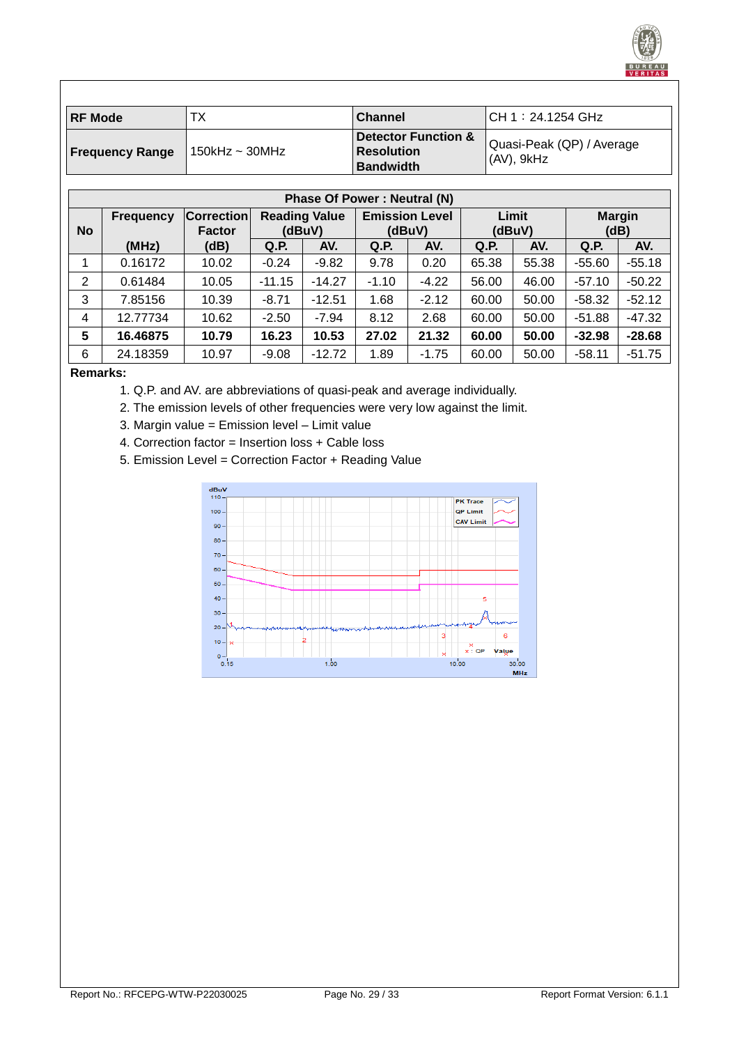| RF Mode | TX | Channel | CH 1：24.1254 GHz |
|---|---|---|---|
| Frequency Range | 150kHz ~ 30MHz | Detector Function & Resolution Bandwidth | Quasi-Peak (QP) / Average (AV), 9kHz |

| Phase Of Power : Neutral (N) | | | | | | | | | | |
|---|---|---|---|---|---|---|---|---|---|---|
| No | Frequency | Correction Factor | Reading Value (dBuV) | | Emission Level (dBuV) | | Limit (dBuV) | | Margin (dB) | |
| | (MHz) | (dB) | Q.P. | AV. | Q.P. | AV. | Q.P. | AV. | Q.P. | AV. |
| 1 | 0.16172 | 10.02 | -0.24 | -9.82 | 9.78 | 0.20 | 65.38 | 55.38 | -55.60 | -55.18 |
| 2 | 0.61484 | 10.05 | -11.15 | -14.27 | -1.10 | -4.22 | 56.00 | 46.00 | -57.10 | -50.22 |
| 3 | 7.85156 | 10.39 | -8.71 | -12.51 | 1.68 | -2.12 | 60.00 | 50.00 | -58.32 | -52.12 |
| 4 | 12.77734 | 10.62 | -2.50 | -7.94 | 8.12 | 2.68 | 60.00 | 50.00 | -51.88 | -47.32 |
| **5** | **16.46875** | **10.79** | **16.23** | **10.53** | **27.02** | **21.32** | **60.00** | **50.00** | **-32.98** | **-28.68** |
| 6 | 24.18359 | 10.97 | -9.08 | -12.72 | 1.89 | -1.75 | 60.00 | 50.00 | -58.11 | -51.75 |

**Remarks:**

1. Q.P. and AV. are abbreviations of quasi-peak and average individually.
2. The emission levels of other frequencies were very low against the limit.
3. Margin value = Emission level – Limit value
4. Correction factor = Insertion loss + Cable loss
5. Emission Level = Correction Factor + Reading Value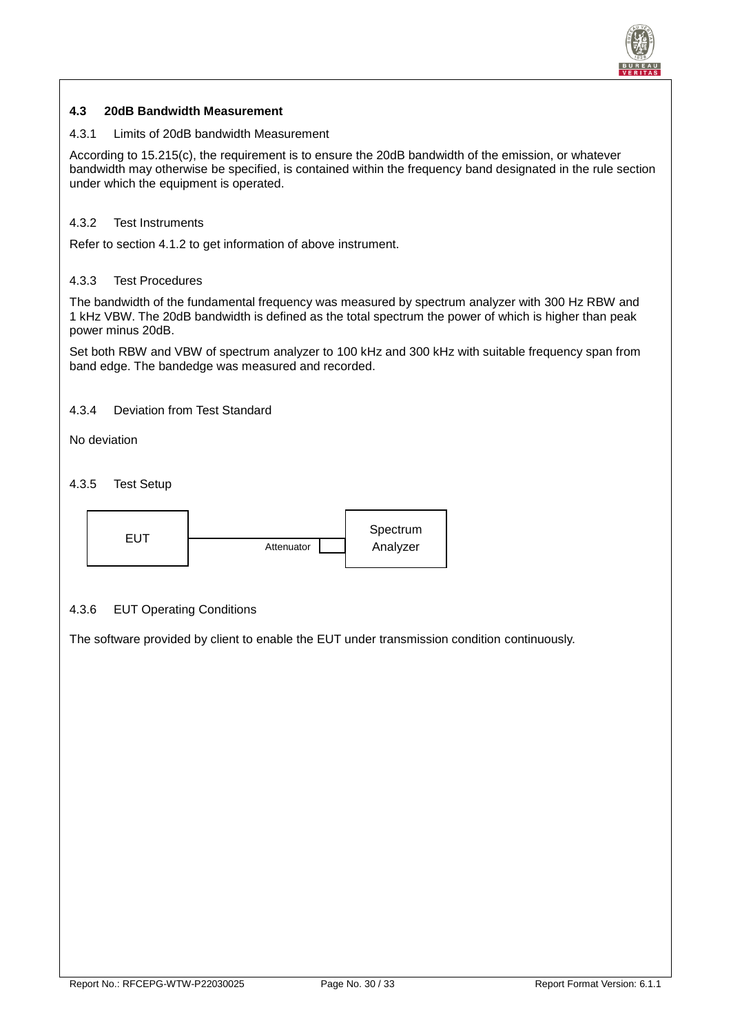### 4.3 20dB Bandwidth Measurement

#### 4.3.1 Limits of 20dB bandwidth Measurement

According to 15.215(c), the requirement is to ensure the 20dB bandwidth of the emission, or whatever bandwidth may otherwise be specified, is contained within the frequency band designated in the rule section under which the equipment is operated.

#### 4.3.2 Test Instruments

Refer to section 4.1.2 to get information of above instrument.

#### 4.3.3 Test Procedures

The bandwidth of the fundamental frequency was measured by spectrum analyzer with 300 Hz RBW and 1 kHz VBW. The 20dB bandwidth is defined as the total spectrum the power of which is higher than peak power minus 20dB.

Set both RBW and VBW of spectrum analyzer to 100 kHz and 300 kHz with suitable frequency span from band edge. The bandedge was measured and recorded.

#### 4.3.4 Deviation from Test Standard

No deviation

#### 4.3.5 Test Setup

EUT — Attenuator — Spectrum Analyzer

#### 4.3.6 EUT Operating Conditions

The software provided by client to enable the EUT under transmission condition continuously.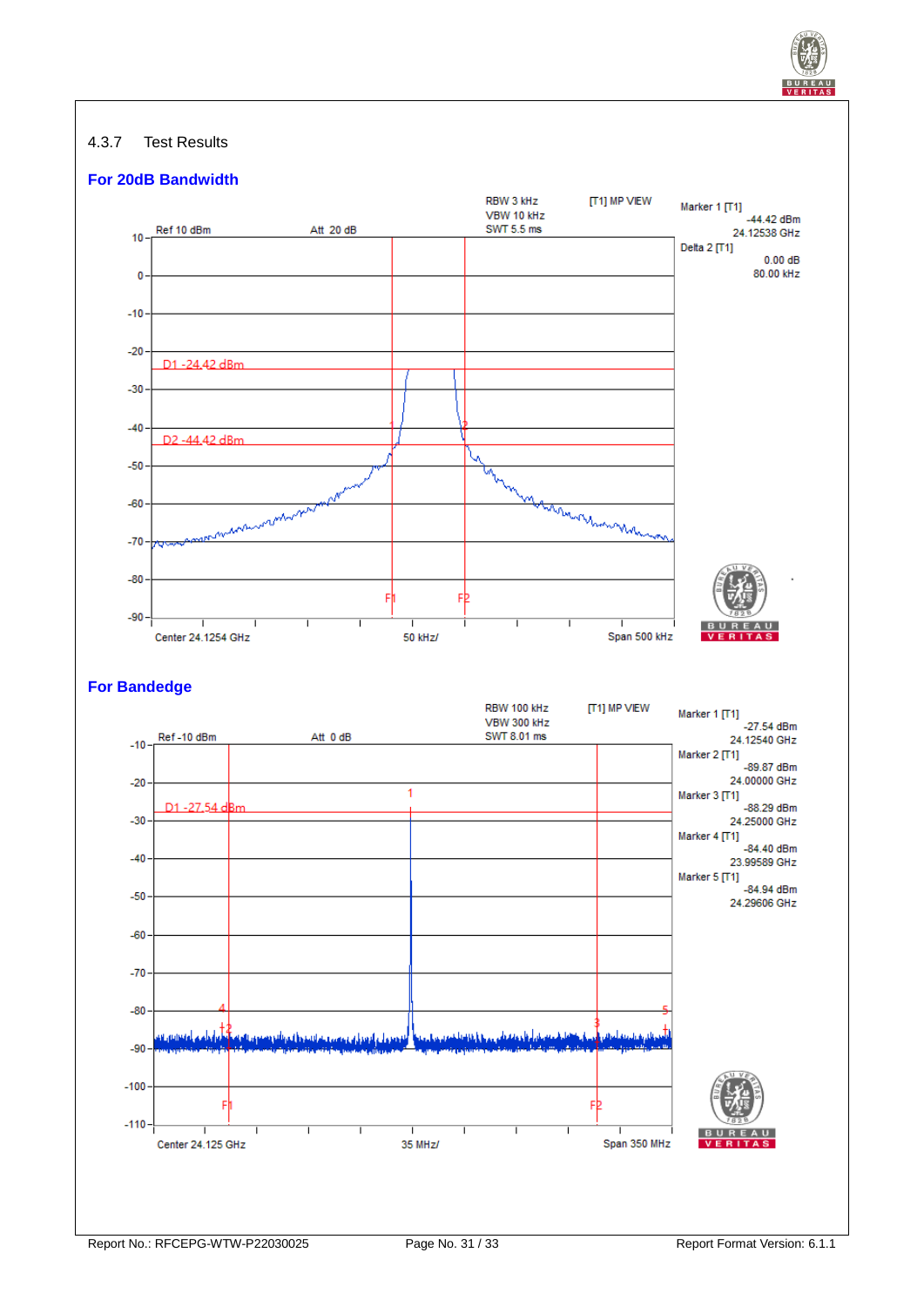### 4.3.7 Test Results

**For 20dB Bandwidth**

RBW 3 kHz
VBW 10 kHz
SWT 5.5 ms

[T1] MP VIEW

Ref 10 dBm    Att 20 dB

Marker 1 [T1]
-44.42 dBm
24.12538 GHz

Delta 2 [T1]
0.00 dB
80.00 kHz

D1 -24.42 dBm
D2 -44.42 dBm

Center 24.1254 GHz    50 kHz/    Span 500 kHz

**For Bandedge**

RBW 100 kHz
VBW 300 kHz
SWT 8.01 ms

[T1] MP VIEW

Ref -10 dBm    Att 0 dB

Marker 1 [T1]
-27.54 dBm
24.12540 GHz

Marker 2 [T1]
-89.87 dBm
24.00000 GHz

Marker 3 [T1]
-88.29 dBm
24.25000 GHz

Marker 4 [T1]
-84.40 dBm
23.99589 GHz

Marker 5 [T1]
-84.94 dBm
24.29606 GHz

D1 -27.54 dBm

Center 24.125 GHz    35 MHz/    Span 350 MHz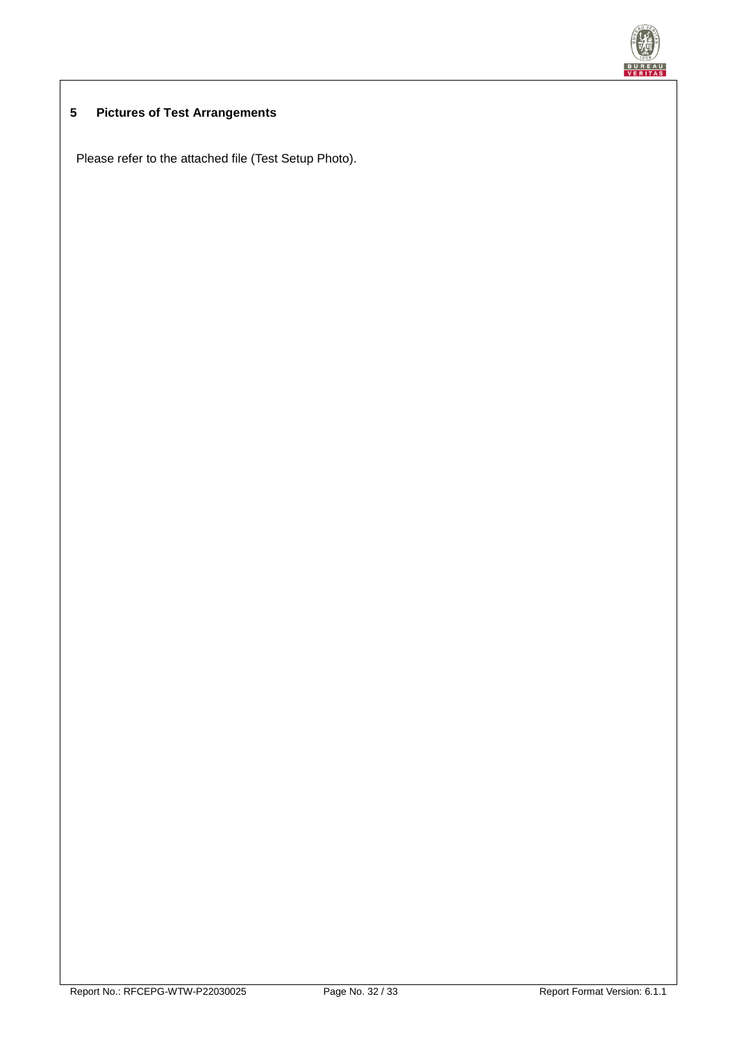## 5 Pictures of Test Arrangements

Please refer to the attached file (Test Setup Photo).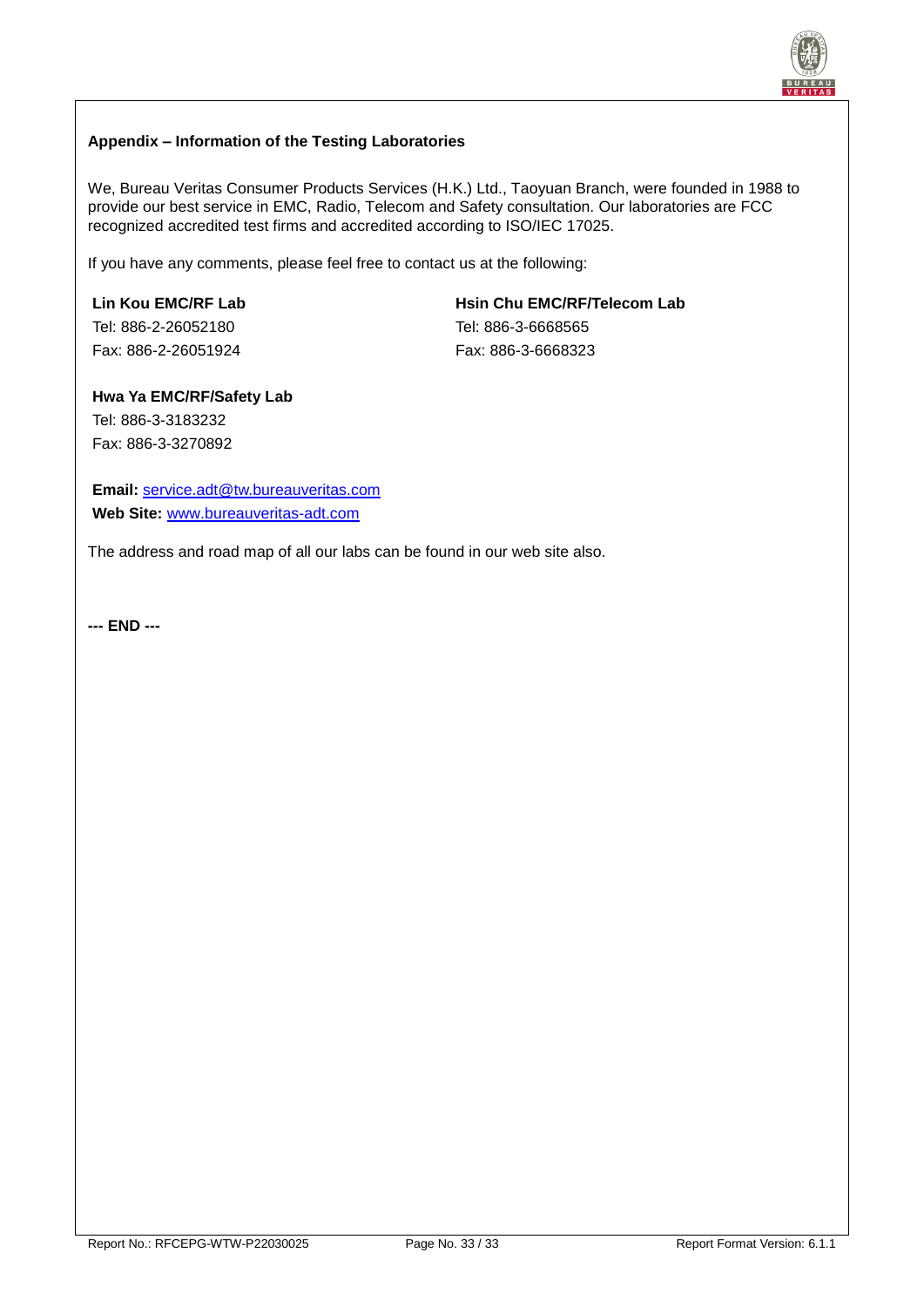## Appendix – Information of the Testing Laboratories

We, Bureau Veritas Consumer Products Services (H.K.) Ltd., Taoyuan Branch, were founded in 1988 to provide our best service in EMC, Radio, Telecom and Safety consultation. Our laboratories are FCC recognized accredited test firms and accredited according to ISO/IEC 17025.

If you have any comments, please feel free to contact us at the following:

**Lin Kou EMC/RF Lab**
Tel: 886-2-26052180
Fax: 886-2-26051924

**Hsin Chu EMC/RF/Telecom Lab**
Tel: 886-3-6668565
Fax: 886-3-6668323

**Hwa Ya EMC/RF/Safety Lab**
Tel: 886-3-3183232
Fax: 886-3-3270892

**Email:** service.adt@tw.bureauveritas.com
**Web Site:** www.bureauveritas-adt.com

The address and road map of all our labs can be found in our web site also.

**--- END ---**